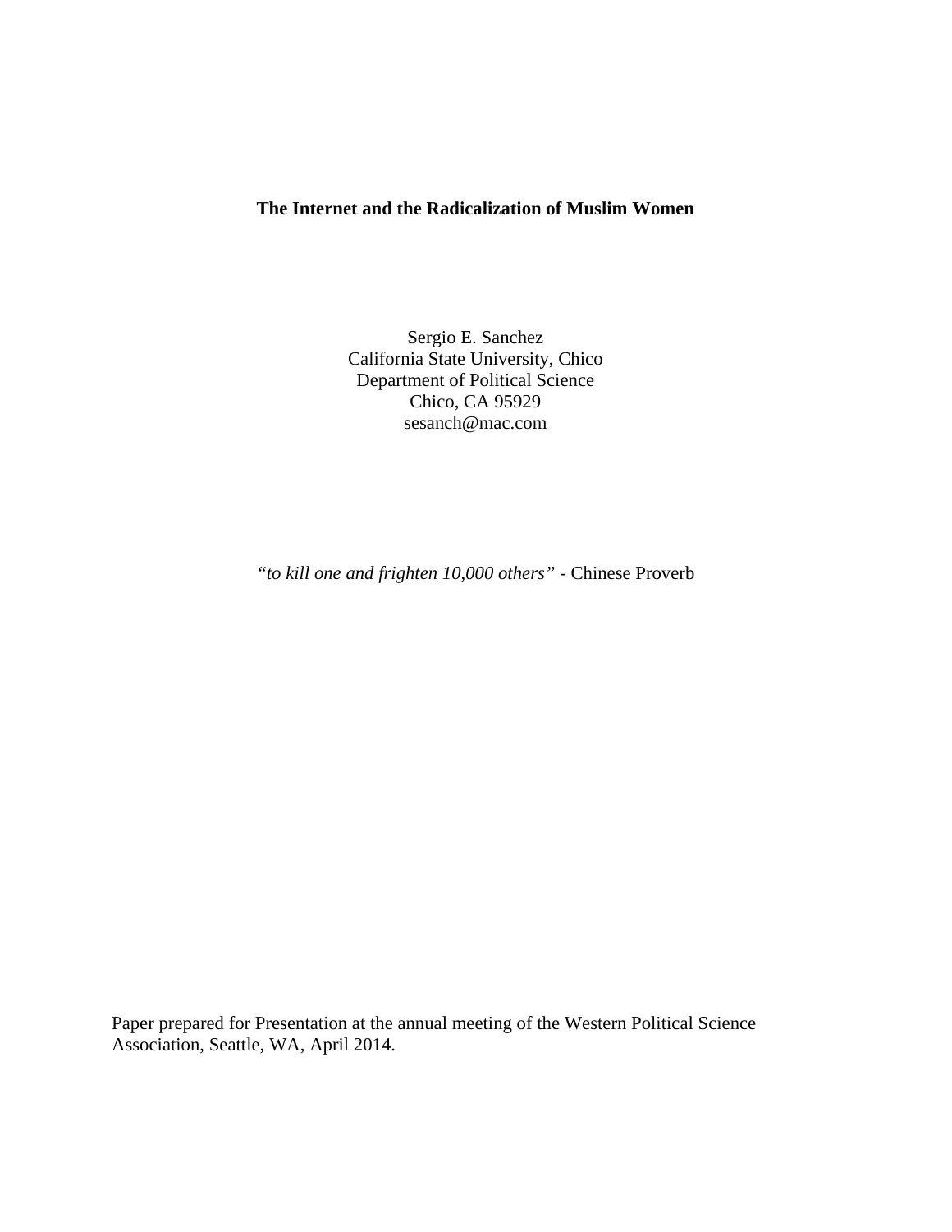**The Internet and the Radicalization of Muslim Women**

Sergio E. Sanchez
California State University, Chico
Department of Political Science
Chico, CA 95929
sesanch@mac.com

*"to kill one and frighten 10,000 others"* - Chinese Proverb

Paper prepared for Presentation at the annual meeting of the Western Political Science Association, Seattle, WA, April 2014.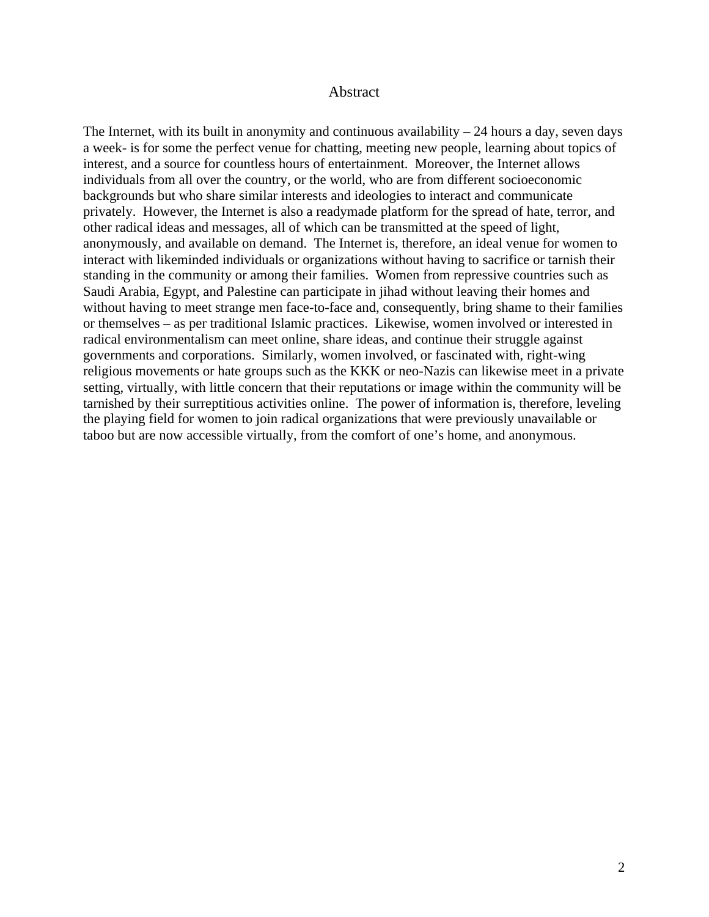# Abstract

The Internet, with its built in anonymity and continuous availability – 24 hours a day, seven days a week- is for some the perfect venue for chatting, meeting new people, learning about topics of interest, and a source for countless hours of entertainment. Moreover, the Internet allows individuals from all over the country, or the world, who are from different socioeconomic backgrounds but who share similar interests and ideologies to interact and communicate privately. However, the Internet is also a readymade platform for the spread of hate, terror, and other radical ideas and messages, all of which can be transmitted at the speed of light, anonymously, and available on demand. The Internet is, therefore, an ideal venue for women to interact with likeminded individuals or organizations without having to sacrifice or tarnish their standing in the community or among their families. Women from repressive countries such as Saudi Arabia, Egypt, and Palestine can participate in jihad without leaving their homes and without having to meet strange men face-to-face and, consequently, bring shame to their families or themselves – as per traditional Islamic practices. Likewise, women involved or interested in radical environmentalism can meet online, share ideas, and continue their struggle against governments and corporations. Similarly, women involved, or fascinated with, right-wing religious movements or hate groups such as the KKK or neo-Nazis can likewise meet in a private setting, virtually, with little concern that their reputations or image within the community will be tarnished by their surreptitious activities online. The power of information is, therefore, leveling the playing field for women to join radical organizations that were previously unavailable or taboo but are now accessible virtually, from the comfort of one's home, and anonymous.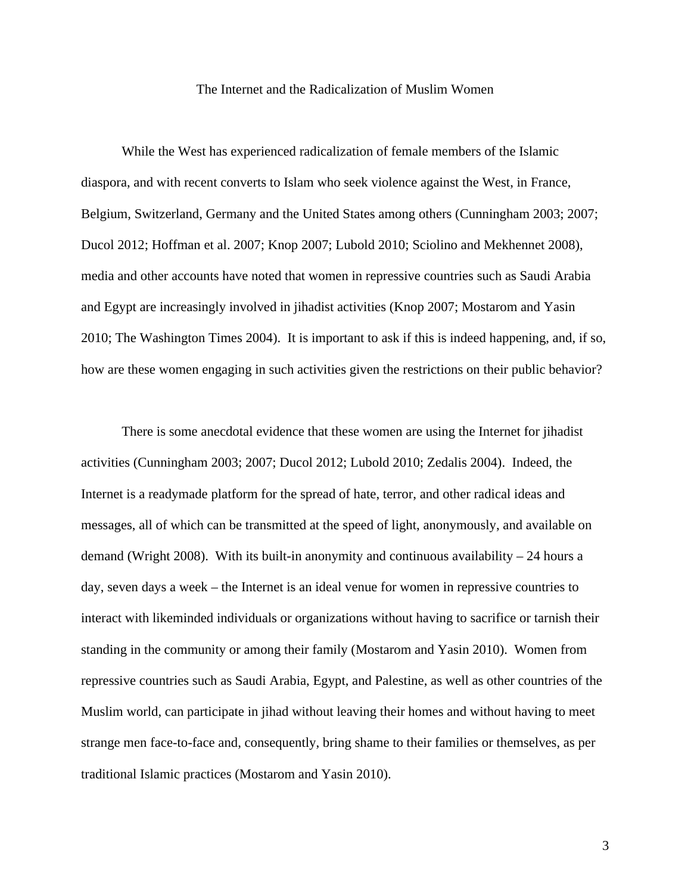# The Internet and the Radicalization of Muslim Women

While the West has experienced radicalization of female members of the Islamic diaspora, and with recent converts to Islam who seek violence against the West, in France, Belgium, Switzerland, Germany and the United States among others (Cunningham 2003; 2007; Ducol 2012; Hoffman et al. 2007; Knop 2007; Lubold 2010; Sciolino and Mekhennet 2008), media and other accounts have noted that women in repressive countries such as Saudi Arabia and Egypt are increasingly involved in jihadist activities (Knop 2007; Mostarom and Yasin 2010; The Washington Times 2004). It is important to ask if this is indeed happening, and, if so, how are these women engaging in such activities given the restrictions on their public behavior?

There is some anecdotal evidence that these women are using the Internet for jihadist activities (Cunningham 2003; 2007; Ducol 2012; Lubold 2010; Zedalis 2004). Indeed, the Internet is a readymade platform for the spread of hate, terror, and other radical ideas and messages, all of which can be transmitted at the speed of light, anonymously, and available on demand (Wright 2008). With its built-in anonymity and continuous availability – 24 hours a day, seven days a week – the Internet is an ideal venue for women in repressive countries to interact with likeminded individuals or organizations without having to sacrifice or tarnish their standing in the community or among their family (Mostarom and Yasin 2010). Women from repressive countries such as Saudi Arabia, Egypt, and Palestine, as well as other countries of the Muslim world, can participate in jihad without leaving their homes and without having to meet strange men face-to-face and, consequently, bring shame to their families or themselves, as per traditional Islamic practices (Mostarom and Yasin 2010).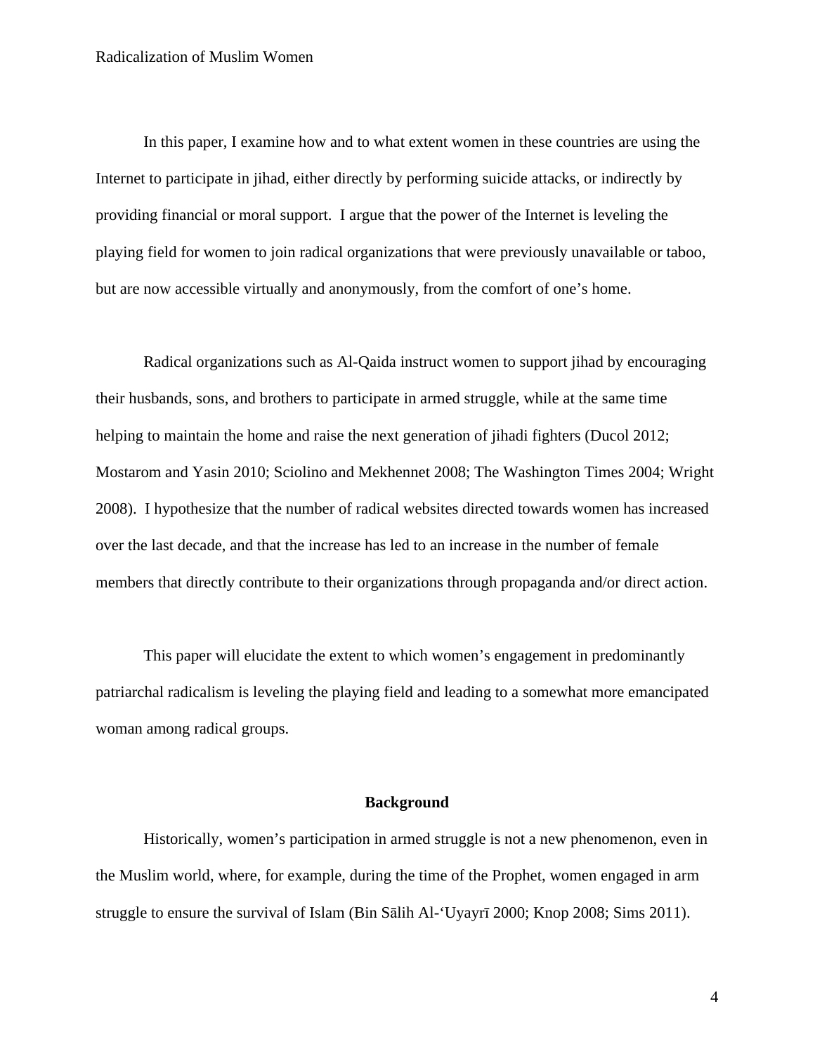In this paper, I examine how and to what extent women in these countries are using the Internet to participate in jihad, either directly by performing suicide attacks, or indirectly by providing financial or moral support. I argue that the power of the Internet is leveling the playing field for women to join radical organizations that were previously unavailable or taboo, but are now accessible virtually and anonymously, from the comfort of one's home.

Radical organizations such as Al-Qaida instruct women to support jihad by encouraging their husbands, sons, and brothers to participate in armed struggle, while at the same time helping to maintain the home and raise the next generation of jihadi fighters (Ducol 2012; Mostarom and Yasin 2010; Sciolino and Mekhennet 2008; The Washington Times 2004; Wright 2008). I hypothesize that the number of radical websites directed towards women has increased over the last decade, and that the increase has led to an increase in the number of female members that directly contribute to their organizations through propaganda and/or direct action.

This paper will elucidate the extent to which women's engagement in predominantly patriarchal radicalism is leveling the playing field and leading to a somewhat more emancipated woman among radical groups.

## Background

Historically, women's participation in armed struggle is not a new phenomenon, even in the Muslim world, where, for example, during the time of the Prophet, women engaged in arm struggle to ensure the survival of Islam (Bin Sālih Al-'Uyayrī 2000; Knop 2008; Sims 2011).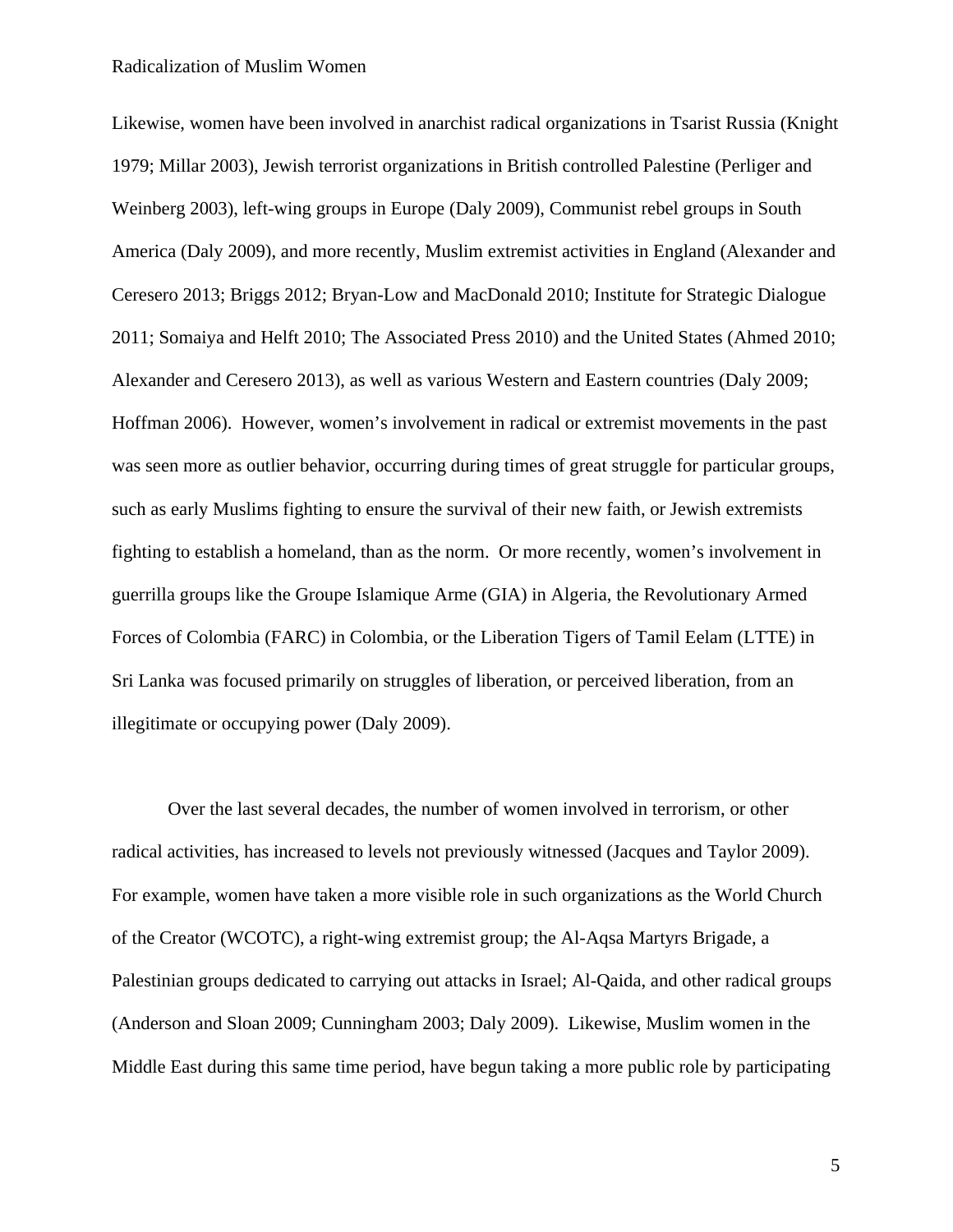Likewise, women have been involved in anarchist radical organizations in Tsarist Russia (Knight 1979; Millar 2003), Jewish terrorist organizations in British controlled Palestine (Perliger and Weinberg 2003), left-wing groups in Europe (Daly 2009), Communist rebel groups in South America (Daly 2009), and more recently, Muslim extremist activities in England (Alexander and Ceresero 2013; Briggs 2012; Bryan-Low and MacDonald 2010; Institute for Strategic Dialogue 2011; Somaiya and Helft 2010; The Associated Press 2010) and the United States (Ahmed 2010; Alexander and Ceresero 2013), as well as various Western and Eastern countries (Daly 2009; Hoffman 2006). However, women's involvement in radical or extremist movements in the past was seen more as outlier behavior, occurring during times of great struggle for particular groups, such as early Muslims fighting to ensure the survival of their new faith, or Jewish extremists fighting to establish a homeland, than as the norm. Or more recently, women's involvement in guerrilla groups like the Groupe Islamique Arme (GIA) in Algeria, the Revolutionary Armed Forces of Colombia (FARC) in Colombia, or the Liberation Tigers of Tamil Eelam (LTTE) in Sri Lanka was focused primarily on struggles of liberation, or perceived liberation, from an illegitimate or occupying power (Daly 2009).

Over the last several decades, the number of women involved in terrorism, or other radical activities, has increased to levels not previously witnessed (Jacques and Taylor 2009). For example, women have taken a more visible role in such organizations as the World Church of the Creator (WCOTC), a right-wing extremist group; the Al-Aqsa Martyrs Brigade, a Palestinian groups dedicated to carrying out attacks in Israel; Al-Qaida, and other radical groups (Anderson and Sloan 2009; Cunningham 2003; Daly 2009). Likewise, Muslim women in the Middle East during this same time period, have begun taking a more public role by participating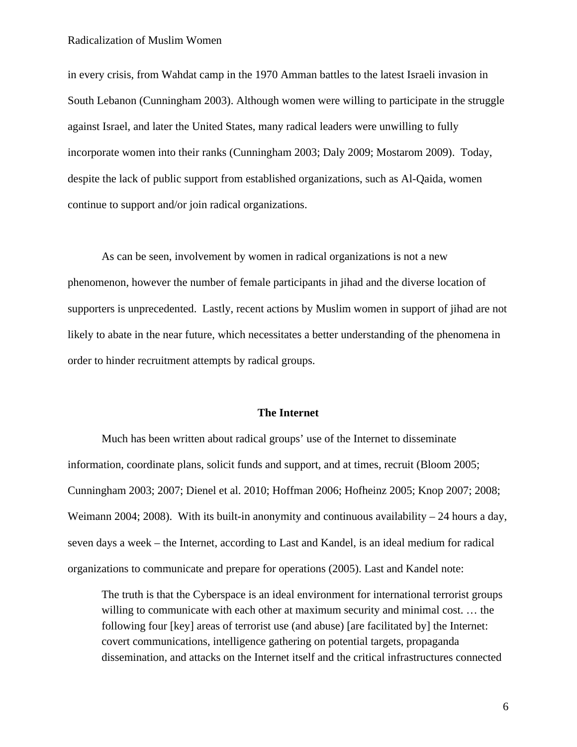in every crisis, from Wahdat camp in the 1970 Amman battles to the latest Israeli invasion in South Lebanon (Cunningham 2003). Although women were willing to participate in the struggle against Israel, and later the United States, many radical leaders were unwilling to fully incorporate women into their ranks (Cunningham 2003; Daly 2009; Mostarom 2009). Today, despite the lack of public support from established organizations, such as Al-Qaida, women continue to support and/or join radical organizations.

As can be seen, involvement by women in radical organizations is not a new phenomenon, however the number of female participants in jihad and the diverse location of supporters is unprecedented. Lastly, recent actions by Muslim women in support of jihad are not likely to abate in the near future, which necessitates a better understanding of the phenomena in order to hinder recruitment attempts by radical groups.

## The Internet

Much has been written about radical groups' use of the Internet to disseminate information, coordinate plans, solicit funds and support, and at times, recruit (Bloom 2005; Cunningham 2003; 2007; Dienel et al. 2010; Hoffman 2006; Hofheinz 2005; Knop 2007; 2008; Weimann 2004; 2008). With its built-in anonymity and continuous availability – 24 hours a day, seven days a week – the Internet, according to Last and Kandel, is an ideal medium for radical organizations to communicate and prepare for operations (2005). Last and Kandel note:

> The truth is that the Cyberspace is an ideal environment for international terrorist groups willing to communicate with each other at maximum security and minimal cost. … the following four [key] areas of terrorist use (and abuse) [are facilitated by] the Internet: covert communications, intelligence gathering on potential targets, propaganda dissemination, and attacks on the Internet itself and the critical infrastructures connected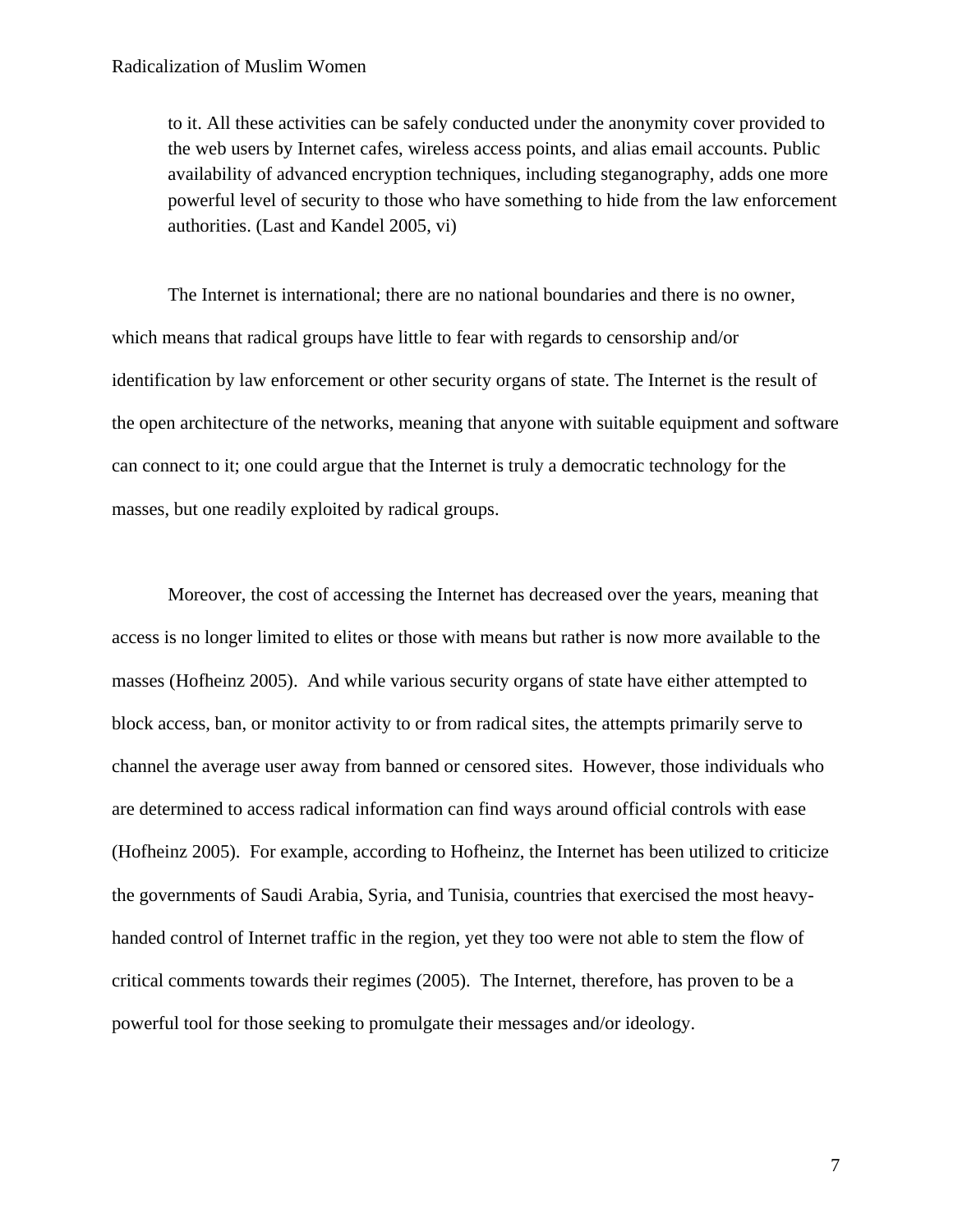> to it. All these activities can be safely conducted under the anonymity cover provided to the web users by Internet cafes, wireless access points, and alias email accounts. Public availability of advanced encryption techniques, including steganography, adds one more powerful level of security to those who have something to hide from the law enforcement authorities. (Last and Kandel 2005, vi)

The Internet is international; there are no national boundaries and there is no owner, which means that radical groups have little to fear with regards to censorship and/or identification by law enforcement or other security organs of state. The Internet is the result of the open architecture of the networks, meaning that anyone with suitable equipment and software can connect to it; one could argue that the Internet is truly a democratic technology for the masses, but one readily exploited by radical groups.

Moreover, the cost of accessing the Internet has decreased over the years, meaning that access is no longer limited to elites or those with means but rather is now more available to the masses (Hofheinz 2005). And while various security organs of state have either attempted to block access, ban, or monitor activity to or from radical sites, the attempts primarily serve to channel the average user away from banned or censored sites. However, those individuals who are determined to access radical information can find ways around official controls with ease (Hofheinz 2005). For example, according to Hofheinz, the Internet has been utilized to criticize the governments of Saudi Arabia, Syria, and Tunisia, countries that exercised the most heavy-handed control of Internet traffic in the region, yet they too were not able to stem the flow of critical comments towards their regimes (2005). The Internet, therefore, has proven to be a powerful tool for those seeking to promulgate their messages and/or ideology.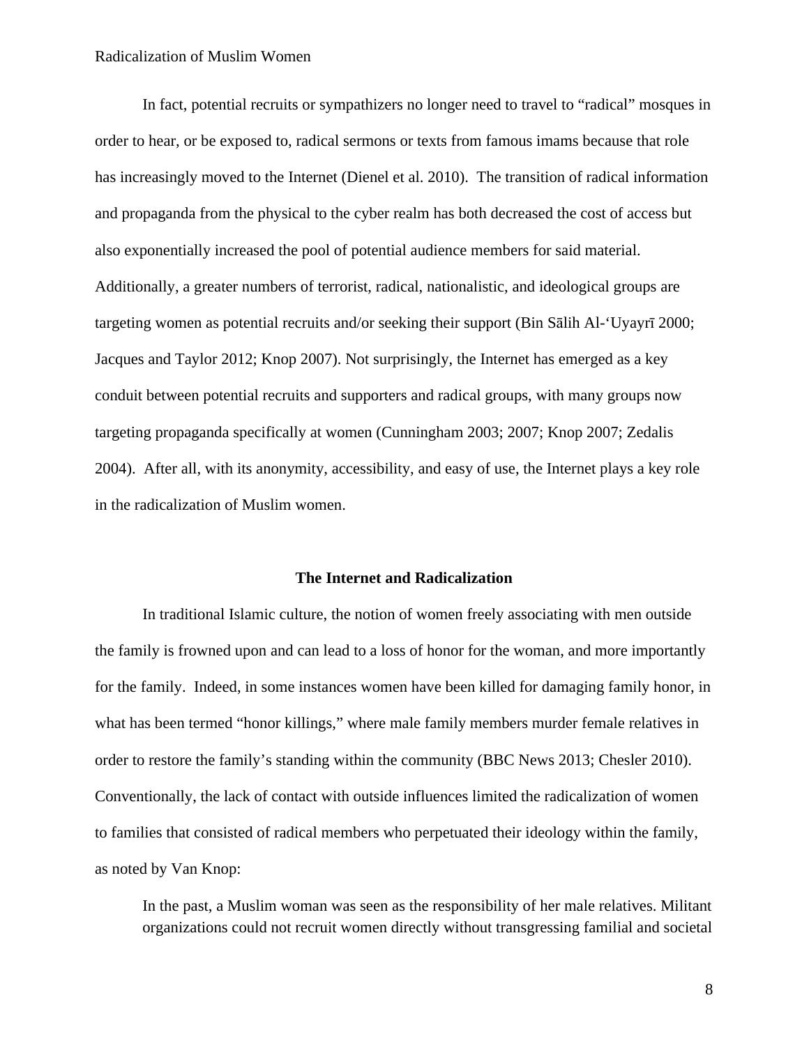In fact, potential recruits or sympathizers no longer need to travel to "radical" mosques in order to hear, or be exposed to, radical sermons or texts from famous imams because that role has increasingly moved to the Internet (Dienel et al. 2010). The transition of radical information and propaganda from the physical to the cyber realm has both decreased the cost of access but also exponentially increased the pool of potential audience members for said material. Additionally, a greater numbers of terrorist, radical, nationalistic, and ideological groups are targeting women as potential recruits and/or seeking their support (Bin Sālih Al-'Uyayrī 2000; Jacques and Taylor 2012; Knop 2007). Not surprisingly, the Internet has emerged as a key conduit between potential recruits and supporters and radical groups, with many groups now targeting propaganda specifically at women (Cunningham 2003; 2007; Knop 2007; Zedalis 2004). After all, with its anonymity, accessibility, and easy of use, the Internet plays a key role in the radicalization of Muslim women.

## The Internet and Radicalization

In traditional Islamic culture, the notion of women freely associating with men outside the family is frowned upon and can lead to a loss of honor for the woman, and more importantly for the family. Indeed, in some instances women have been killed for damaging family honor, in what has been termed "honor killings," where male family members murder female relatives in order to restore the family's standing within the community (BBC News 2013; Chesler 2010). Conventionally, the lack of contact with outside influences limited the radicalization of women to families that consisted of radical members who perpetuated their ideology within the family, as noted by Van Knop:

> In the past, a Muslim woman was seen as the responsibility of her male relatives. Militant organizations could not recruit women directly without transgressing familial and societal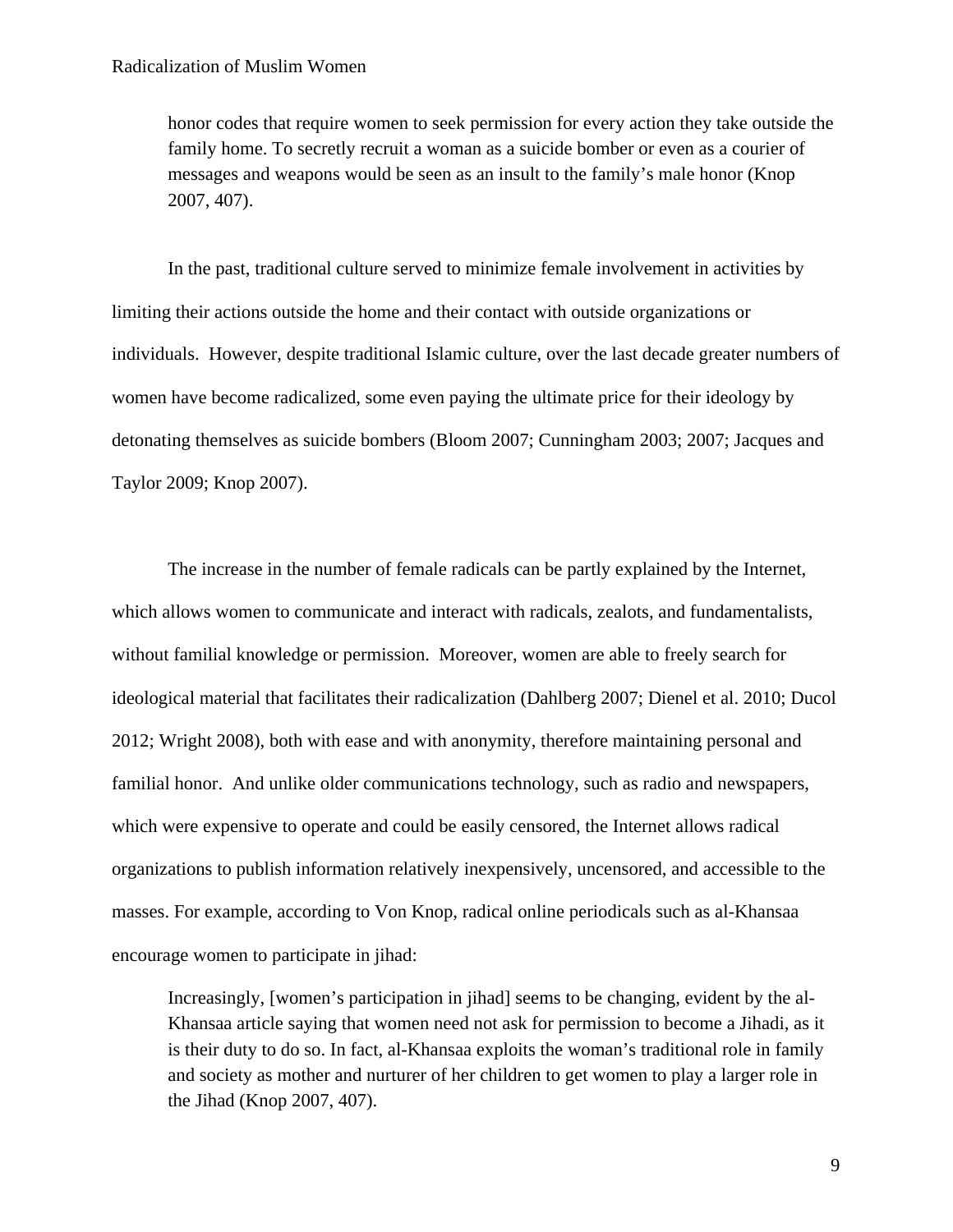> honor codes that require women to seek permission for every action they take outside the family home. To secretly recruit a woman as a suicide bomber or even as a courier of messages and weapons would be seen as an insult to the family's male honor (Knop 2007, 407).

In the past, traditional culture served to minimize female involvement in activities by limiting their actions outside the home and their contact with outside organizations or individuals. However, despite traditional Islamic culture, over the last decade greater numbers of women have become radicalized, some even paying the ultimate price for their ideology by detonating themselves as suicide bombers (Bloom 2007; Cunningham 2003; 2007; Jacques and Taylor 2009; Knop 2007).

The increase in the number of female radicals can be partly explained by the Internet, which allows women to communicate and interact with radicals, zealots, and fundamentalists, without familial knowledge or permission. Moreover, women are able to freely search for ideological material that facilitates their radicalization (Dahlberg 2007; Dienel et al. 2010; Ducol 2012; Wright 2008), both with ease and with anonymity, therefore maintaining personal and familial honor. And unlike older communications technology, such as radio and newspapers, which were expensive to operate and could be easily censored, the Internet allows radical organizations to publish information relatively inexpensively, uncensored, and accessible to the masses. For example, according to Von Knop, radical online periodicals such as al-Khansaa encourage women to participate in jihad:

> Increasingly, [women's participation in jihad] seems to be changing, evident by the al-Khansaa article saying that women need not ask for permission to become a Jihadi, as it is their duty to do so. In fact, al-Khansaa exploits the woman's traditional role in family and society as mother and nurturer of her children to get women to play a larger role in the Jihad (Knop 2007, 407).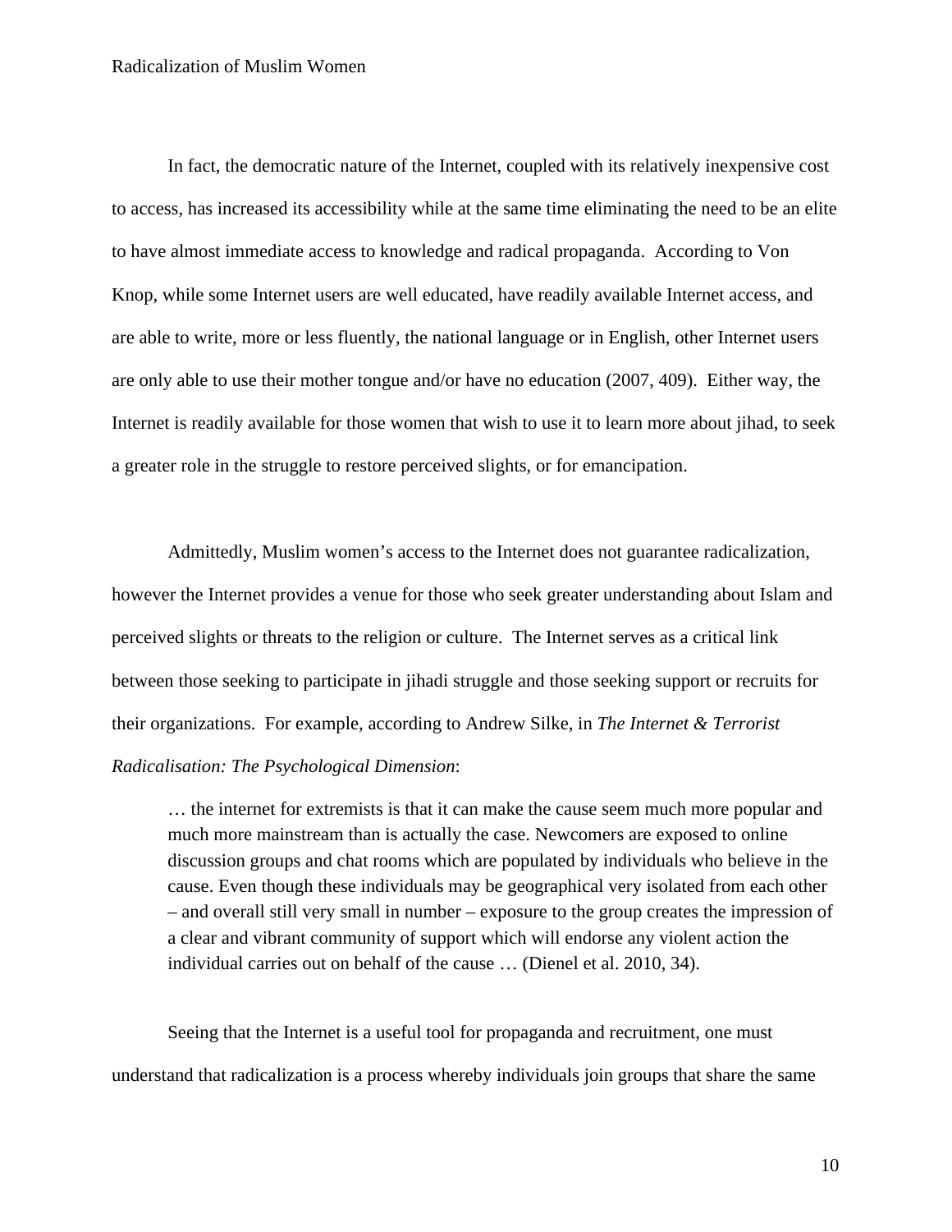In fact, the democratic nature of the Internet, coupled with its relatively inexpensive cost to access, has increased its accessibility while at the same time eliminating the need to be an elite to have almost immediate access to knowledge and radical propaganda. According to Von Knop, while some Internet users are well educated, have readily available Internet access, and are able to write, more or less fluently, the national language or in English, other Internet users are only able to use their mother tongue and/or have no education (2007, 409). Either way, the Internet is readily available for those women that wish to use it to learn more about jihad, to seek a greater role in the struggle to restore perceived slights, or for emancipation.

Admittedly, Muslim women's access to the Internet does not guarantee radicalization, however the Internet provides a venue for those who seek greater understanding about Islam and perceived slights or threats to the religion or culture. The Internet serves as a critical link between those seeking to participate in jihadi struggle and those seeking support or recruits for their organizations. For example, according to Andrew Silke, in *The Internet & Terrorist Radicalisation: The Psychological Dimension*:

> … the internet for extremists is that it can make the cause seem much more popular and much more mainstream than is actually the case. Newcomers are exposed to online discussion groups and chat rooms which are populated by individuals who believe in the cause. Even though these individuals may be geographical very isolated from each other – and overall still very small in number – exposure to the group creates the impression of a clear and vibrant community of support which will endorse any violent action the individual carries out on behalf of the cause … (Dienel et al. 2010, 34).

Seeing that the Internet is a useful tool for propaganda and recruitment, one must understand that radicalization is a process whereby individuals join groups that share the same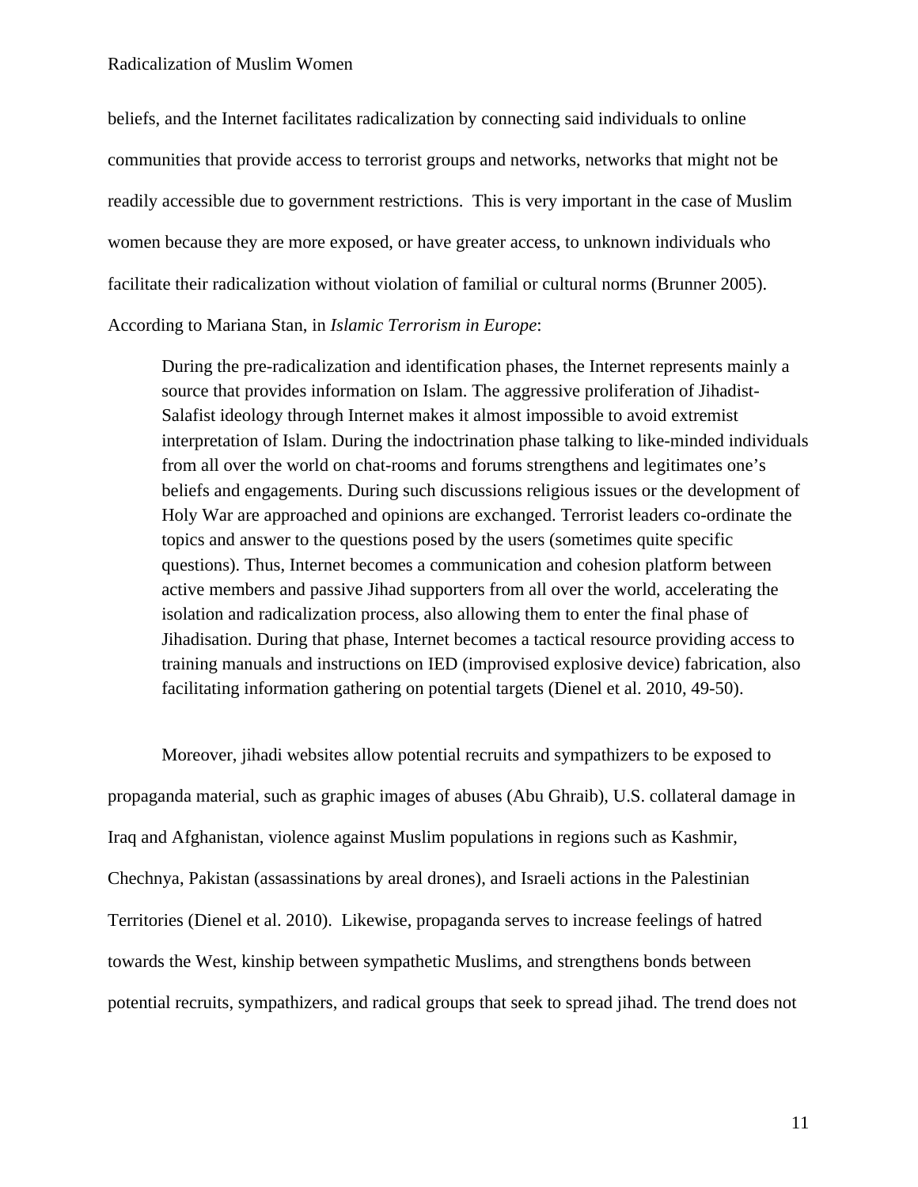beliefs, and the Internet facilitates radicalization by connecting said individuals to online communities that provide access to terrorist groups and networks, networks that might not be readily accessible due to government restrictions.  This is very important in the case of Muslim women because they are more exposed, or have greater access, to unknown individuals who facilitate their radicalization without violation of familial or cultural norms (Brunner 2005). According to Mariana Stan, in *Islamic Terrorism in Europe*:

> During the pre-radicalization and identification phases, the Internet represents mainly a source that provides information on Islam. The aggressive proliferation of Jihadist-Salafist ideology through Internet makes it almost impossible to avoid extremist interpretation of Islam. During the indoctrination phase talking to like-minded individuals from all over the world on chat-rooms and forums strengthens and legitimates one's beliefs and engagements. During such discussions religious issues or the development of Holy War are approached and opinions are exchanged. Terrorist leaders co-ordinate the topics and answer to the questions posed by the users (sometimes quite specific questions). Thus, Internet becomes a communication and cohesion platform between active members and passive Jihad supporters from all over the world, accelerating the isolation and radicalization process, also allowing them to enter the final phase of Jihadisation. During that phase, Internet becomes a tactical resource providing access to training manuals and instructions on IED (improvised explosive device) fabrication, also facilitating information gathering on potential targets (Dienel et al. 2010, 49-50).

Moreover, jihadi websites allow potential recruits and sympathizers to be exposed to propaganda material, such as graphic images of abuses (Abu Ghraib), U.S. collateral damage in Iraq and Afghanistan, violence against Muslim populations in regions such as Kashmir, Chechnya, Pakistan (assassinations by areal drones), and Israeli actions in the Palestinian Territories (Dienel et al. 2010).  Likewise, propaganda serves to increase feelings of hatred towards the West, kinship between sympathetic Muslims, and strengthens bonds between potential recruits, sympathizers, and radical groups that seek to spread jihad. The trend does not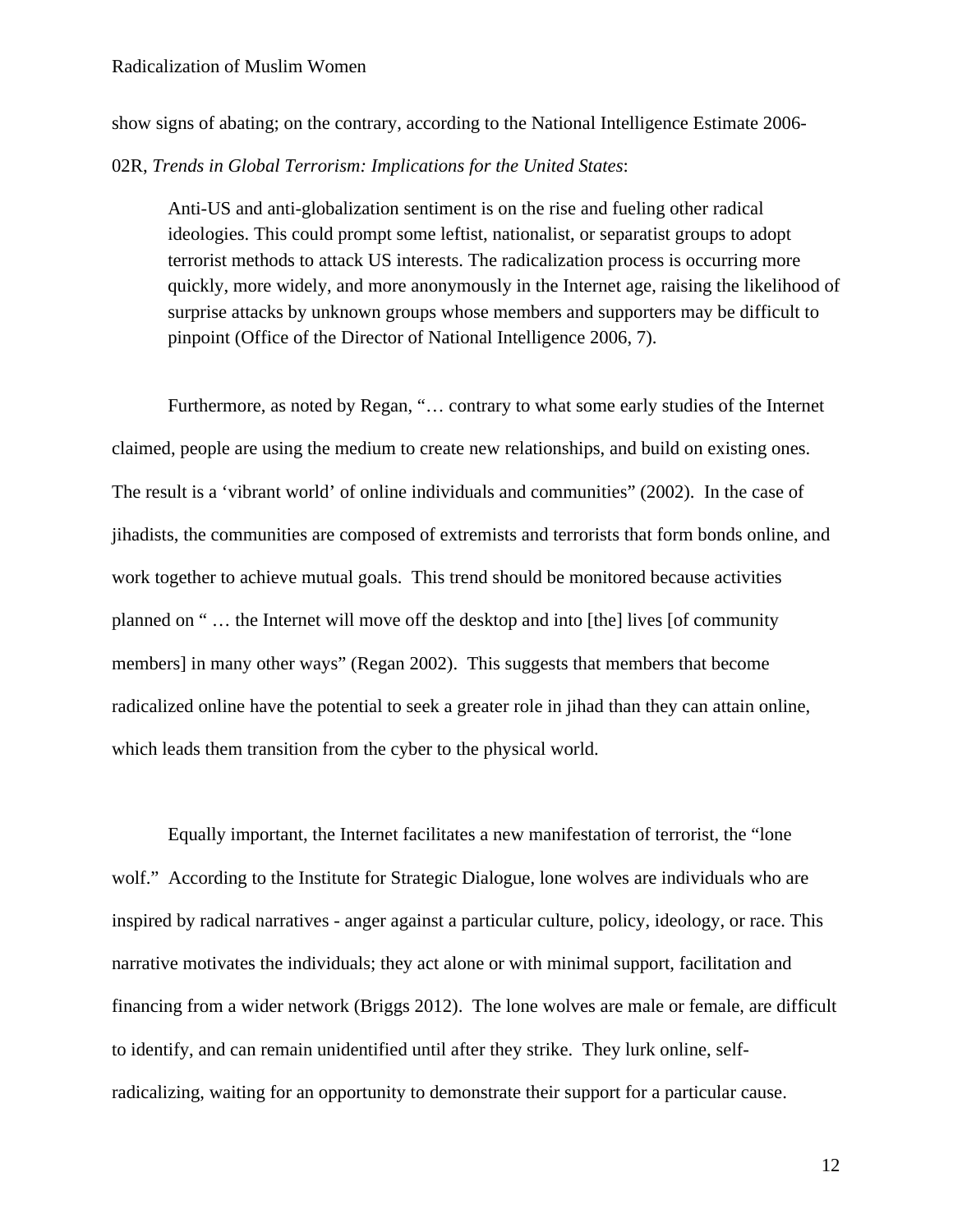show signs of abating; on the contrary, according to the National Intelligence Estimate 2006-02R, *Trends in Global Terrorism: Implications for the United States*:

> Anti-US and anti-globalization sentiment is on the rise and fueling other radical ideologies. This could prompt some leftist, nationalist, or separatist groups to adopt terrorist methods to attack US interests. The radicalization process is occurring more quickly, more widely, and more anonymously in the Internet age, raising the likelihood of surprise attacks by unknown groups whose members and supporters may be difficult to pinpoint (Office of the Director of National Intelligence 2006, 7).

Furthermore, as noted by Regan, "… contrary to what some early studies of the Internet claimed, people are using the medium to create new relationships, and build on existing ones. The result is a 'vibrant world' of online individuals and communities" (2002). In the case of jihadists, the communities are composed of extremists and terrorists that form bonds online, and work together to achieve mutual goals. This trend should be monitored because activities planned on " … the Internet will move off the desktop and into [the] lives [of community members] in many other ways" (Regan 2002). This suggests that members that become radicalized online have the potential to seek a greater role in jihad than they can attain online, which leads them transition from the cyber to the physical world.

Equally important, the Internet facilitates a new manifestation of terrorist, the "lone wolf." According to the Institute for Strategic Dialogue, lone wolves are individuals who are inspired by radical narratives - anger against a particular culture, policy, ideology, or race. This narrative motivates the individuals; they act alone or with minimal support, facilitation and financing from a wider network (Briggs 2012). The lone wolves are male or female, are difficult to identify, and can remain unidentified until after they strike. They lurk online, self-radicalizing, waiting for an opportunity to demonstrate their support for a particular cause.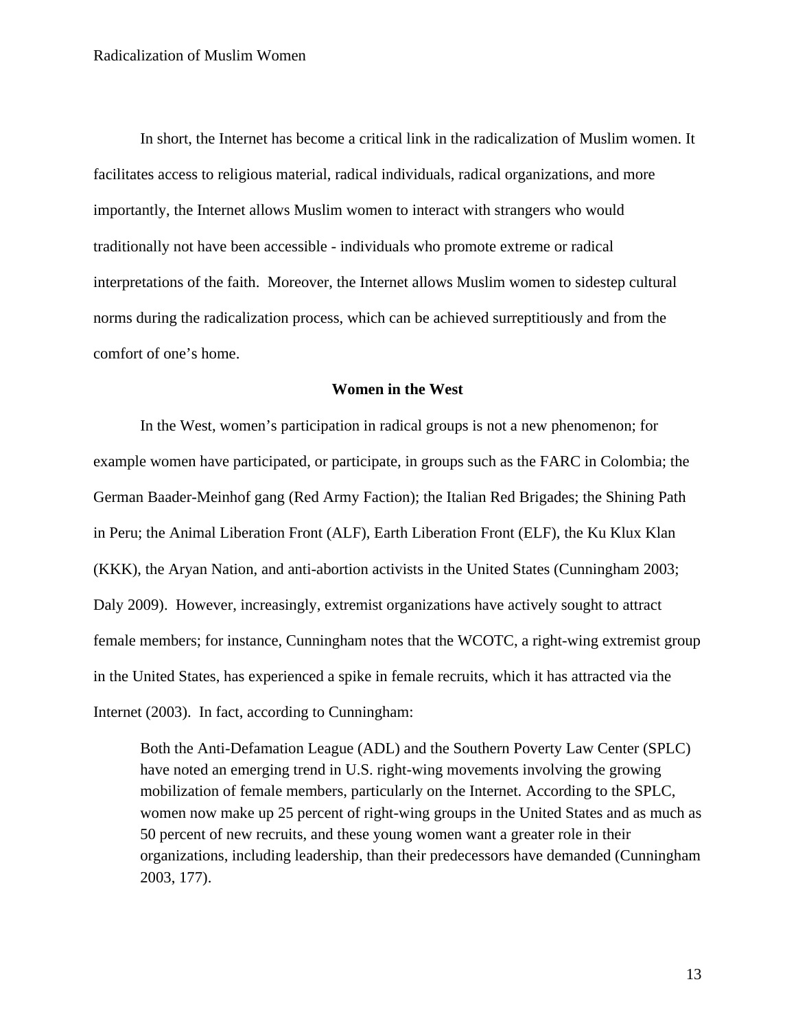In short, the Internet has become a critical link in the radicalization of Muslim women. It facilitates access to religious material, radical individuals, radical organizations, and more importantly, the Internet allows Muslim women to interact with strangers who would traditionally not have been accessible - individuals who promote extreme or radical interpretations of the faith.  Moreover, the Internet allows Muslim women to sidestep cultural norms during the radicalization process, which can be achieved surreptitiously and from the comfort of one's home.

**Women in the West**

In the West, women's participation in radical groups is not a new phenomenon; for example women have participated, or participate, in groups such as the FARC in Colombia; the German Baader-Meinhof gang (Red Army Faction); the Italian Red Brigades; the Shining Path in Peru; the Animal Liberation Front (ALF), Earth Liberation Front (ELF), the Ku Klux Klan (KKK), the Aryan Nation, and anti-abortion activists in the United States (Cunningham 2003; Daly 2009).  However, increasingly, extremist organizations have actively sought to attract female members; for instance, Cunningham notes that the WCOTC, a right-wing extremist group in the United States, has experienced a spike in female recruits, which it has attracted via the Internet (2003).  In fact, according to Cunningham:

> Both the Anti-Defamation League (ADL) and the Southern Poverty Law Center (SPLC) have noted an emerging trend in U.S. right-wing movements involving the growing mobilization of female members, particularly on the Internet. According to the SPLC, women now make up 25 percent of right-wing groups in the United States and as much as 50 percent of new recruits, and these young women want a greater role in their organizations, including leadership, than their predecessors have demanded (Cunningham 2003, 177).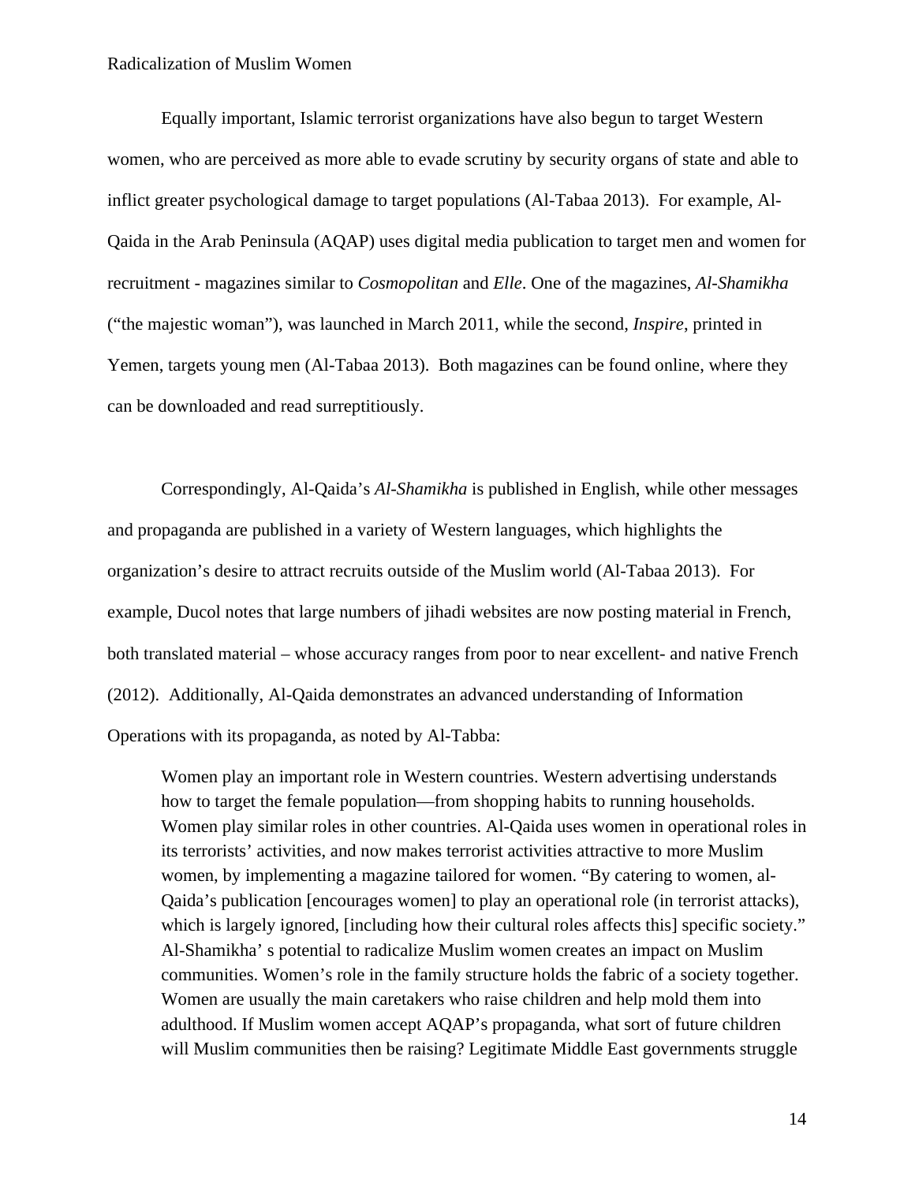Equally important, Islamic terrorist organizations have also begun to target Western women, who are perceived as more able to evade scrutiny by security organs of state and able to inflict greater psychological damage to target populations (Al-Tabaa 2013). For example, Al-Qaida in the Arab Peninsula (AQAP) uses digital media publication to target men and women for recruitment - magazines similar to *Cosmopolitan* and *Elle*. One of the magazines, *Al-Shamikha* ("the majestic woman"), was launched in March 2011, while the second, *Inspire*, printed in Yemen, targets young men (Al-Tabaa 2013). Both magazines can be found online, where they can be downloaded and read surreptitiously.

Correspondingly, Al-Qaida's *Al-Shamikha* is published in English, while other messages and propaganda are published in a variety of Western languages, which highlights the organization's desire to attract recruits outside of the Muslim world (Al-Tabaa 2013). For example, Ducol notes that large numbers of jihadi websites are now posting material in French, both translated material – whose accuracy ranges from poor to near excellent- and native French (2012). Additionally, Al-Qaida demonstrates an advanced understanding of Information Operations with its propaganda, as noted by Al-Tabba:

> Women play an important role in Western countries. Western advertising understands how to target the female population—from shopping habits to running households. Women play similar roles in other countries. Al-Qaida uses women in operational roles in its terrorists' activities, and now makes terrorist activities attractive to more Muslim women, by implementing a magazine tailored for women. "By catering to women, al-Qaida's publication [encourages women] to play an operational role (in terrorist attacks), which is largely ignored, [including how their cultural roles affects this] specific society." Al-Shamikha' s potential to radicalize Muslim women creates an impact on Muslim communities. Women's role in the family structure holds the fabric of a society together. Women are usually the main caretakers who raise children and help mold them into adulthood. If Muslim women accept AQAP's propaganda, what sort of future children will Muslim communities then be raising? Legitimate Middle East governments struggle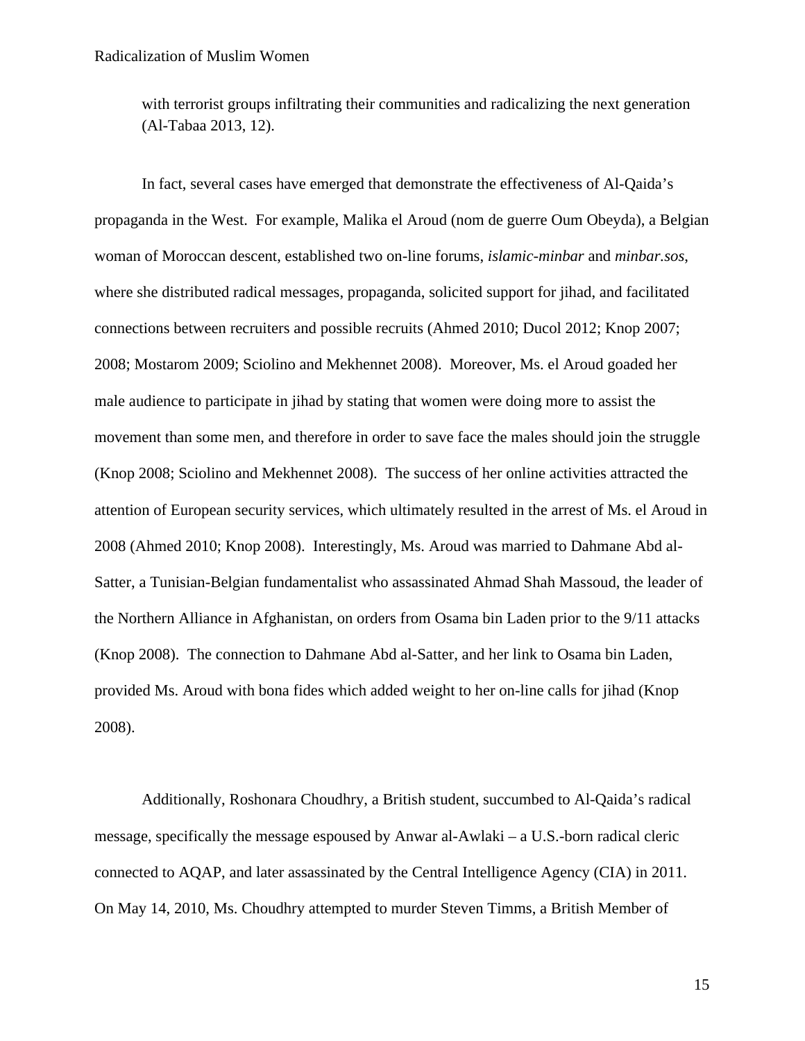with terrorist groups infiltrating their communities and radicalizing the next generation (Al-Tabaa 2013, 12).

In fact, several cases have emerged that demonstrate the effectiveness of Al-Qaida's propaganda in the West. For example, Malika el Aroud (nom de guerre Oum Obeyda), a Belgian woman of Moroccan descent, established two on-line forums, *islamic-minbar* and *minbar.sos*, where she distributed radical messages, propaganda, solicited support for jihad, and facilitated connections between recruiters and possible recruits (Ahmed 2010; Ducol 2012; Knop 2007; 2008; Mostarom 2009; Sciolino and Mekhennet 2008). Moreover, Ms. el Aroud goaded her male audience to participate in jihad by stating that women were doing more to assist the movement than some men, and therefore in order to save face the males should join the struggle (Knop 2008; Sciolino and Mekhennet 2008). The success of her online activities attracted the attention of European security services, which ultimately resulted in the arrest of Ms. el Aroud in 2008 (Ahmed 2010; Knop 2008). Interestingly, Ms. Aroud was married to Dahmane Abd al-Satter, a Tunisian-Belgian fundamentalist who assassinated Ahmad Shah Massoud, the leader of the Northern Alliance in Afghanistan, on orders from Osama bin Laden prior to the 9/11 attacks (Knop 2008). The connection to Dahmane Abd al-Satter, and her link to Osama bin Laden, provided Ms. Aroud with bona fides which added weight to her on-line calls for jihad (Knop 2008).

Additionally, Roshonara Choudhry, a British student, succumbed to Al-Qaida's radical message, specifically the message espoused by Anwar al-Awlaki – a U.S.-born radical cleric connected to AQAP, and later assassinated by the Central Intelligence Agency (CIA) in 2011. On May 14, 2010, Ms. Choudhry attempted to murder Steven Timms, a British Member of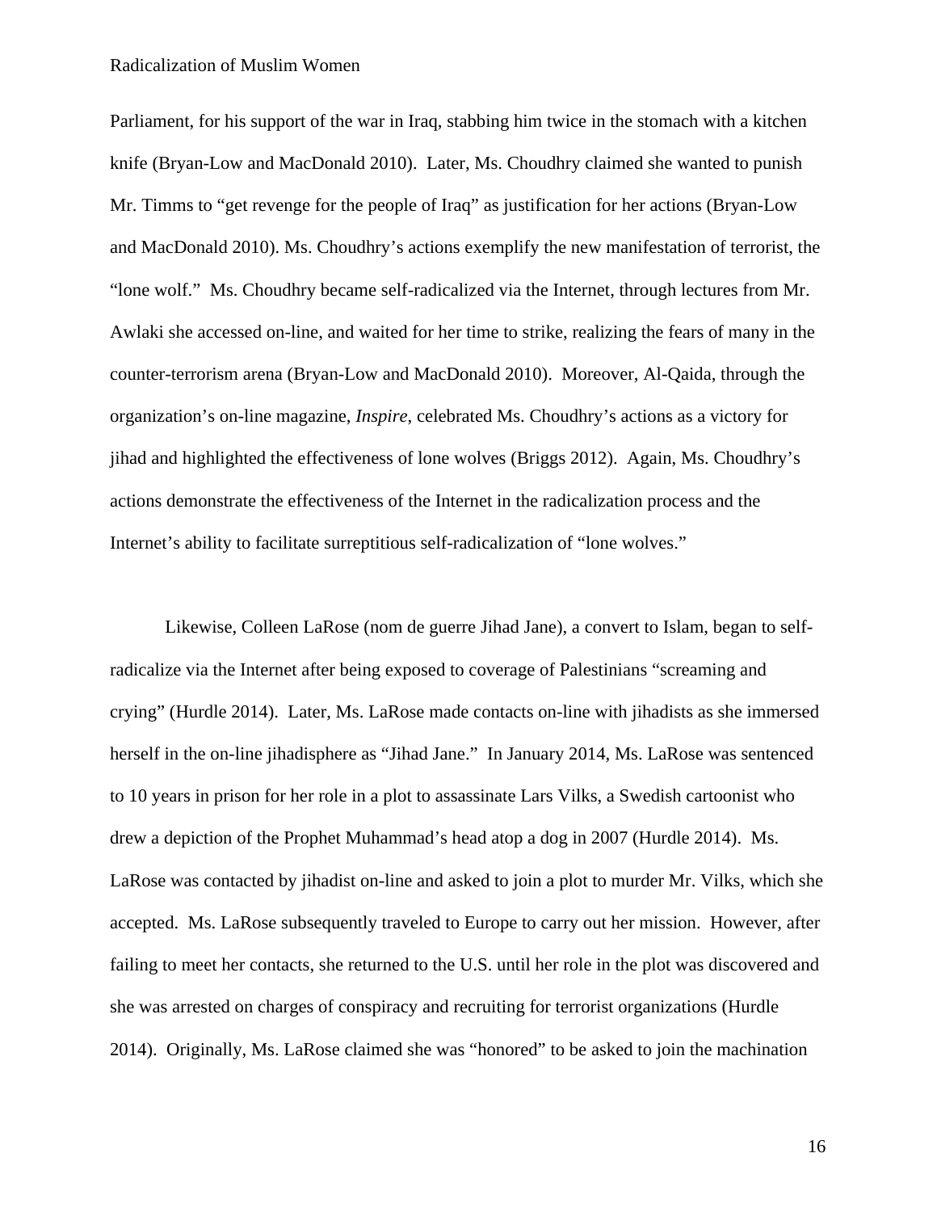Parliament, for his support of the war in Iraq, stabbing him twice in the stomach with a kitchen knife (Bryan-Low and MacDonald 2010). Later, Ms. Choudhry claimed she wanted to punish Mr. Timms to "get revenge for the people of Iraq" as justification for her actions (Bryan-Low and MacDonald 2010). Ms. Choudhry's actions exemplify the new manifestation of terrorist, the "lone wolf." Ms. Choudhry became self-radicalized via the Internet, through lectures from Mr. Awlaki she accessed on-line, and waited for her time to strike, realizing the fears of many in the counter-terrorism arena (Bryan-Low and MacDonald 2010). Moreover, Al-Qaida, through the organization's on-line magazine, *Inspire*, celebrated Ms. Choudhry's actions as a victory for jihad and highlighted the effectiveness of lone wolves (Briggs 2012). Again, Ms. Choudhry's actions demonstrate the effectiveness of the Internet in the radicalization process and the Internet's ability to facilitate surreptitious self-radicalization of "lone wolves."

Likewise, Colleen LaRose (nom de guerre Jihad Jane), a convert to Islam, began to self-radicalize via the Internet after being exposed to coverage of Palestinians "screaming and crying" (Hurdle 2014). Later, Ms. LaRose made contacts on-line with jihadists as she immersed herself in the on-line jihadisphere as "Jihad Jane." In January 2014, Ms. LaRose was sentenced to 10 years in prison for her role in a plot to assassinate Lars Vilks, a Swedish cartoonist who drew a depiction of the Prophet Muhammad's head atop a dog in 2007 (Hurdle 2014). Ms. LaRose was contacted by jihadist on-line and asked to join a plot to murder Mr. Vilks, which she accepted. Ms. LaRose subsequently traveled to Europe to carry out her mission. However, after failing to meet her contacts, she returned to the U.S. until her role in the plot was discovered and she was arrested on charges of conspiracy and recruiting for terrorist organizations (Hurdle 2014). Originally, Ms. LaRose claimed she was "honored" to be asked to join the machination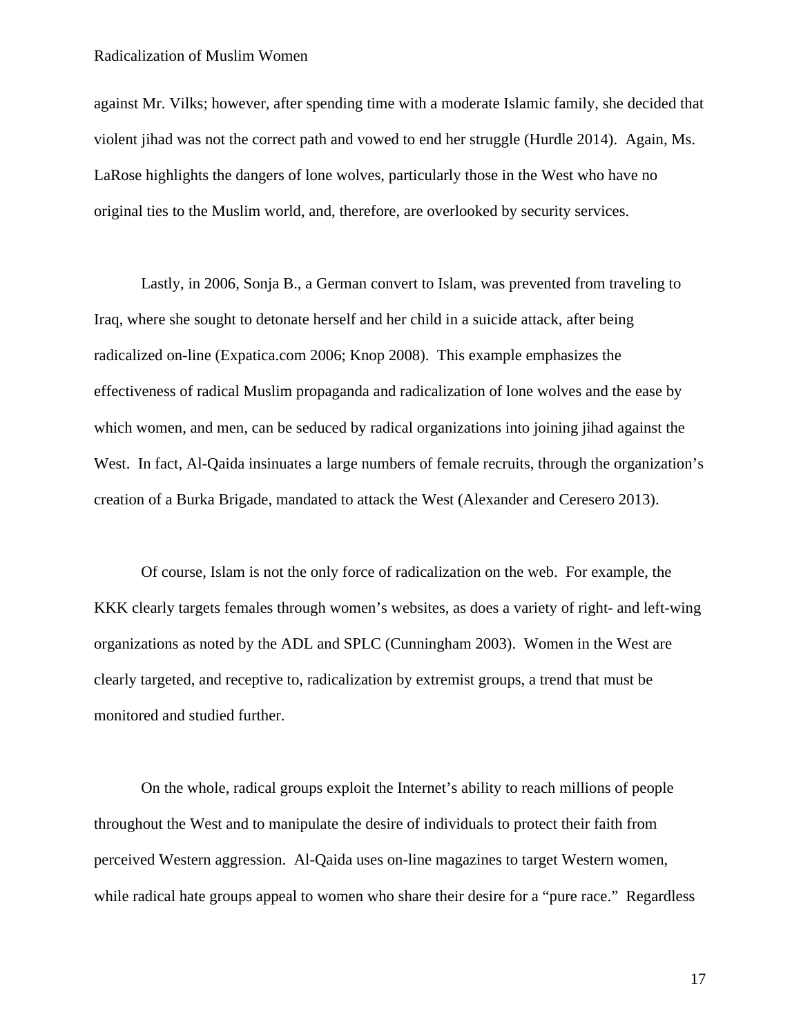against Mr. Vilks; however, after spending time with a moderate Islamic family, she decided that violent jihad was not the correct path and vowed to end her struggle (Hurdle 2014). Again, Ms. LaRose highlights the dangers of lone wolves, particularly those in the West who have no original ties to the Muslim world, and, therefore, are overlooked by security services.

Lastly, in 2006, Sonja B., a German convert to Islam, was prevented from traveling to Iraq, where she sought to detonate herself and her child in a suicide attack, after being radicalized on-line (Expatica.com 2006; Knop 2008). This example emphasizes the effectiveness of radical Muslim propaganda and radicalization of lone wolves and the ease by which women, and men, can be seduced by radical organizations into joining jihad against the West. In fact, Al-Qaida insinuates a large numbers of female recruits, through the organization's creation of a Burka Brigade, mandated to attack the West (Alexander and Ceresero 2013).

Of course, Islam is not the only force of radicalization on the web. For example, the KKK clearly targets females through women's websites, as does a variety of right- and left-wing organizations as noted by the ADL and SPLC (Cunningham 2003). Women in the West are clearly targeted, and receptive to, radicalization by extremist groups, a trend that must be monitored and studied further.

On the whole, radical groups exploit the Internet's ability to reach millions of people throughout the West and to manipulate the desire of individuals to protect their faith from perceived Western aggression. Al-Qaida uses on-line magazines to target Western women, while radical hate groups appeal to women who share their desire for a "pure race." Regardless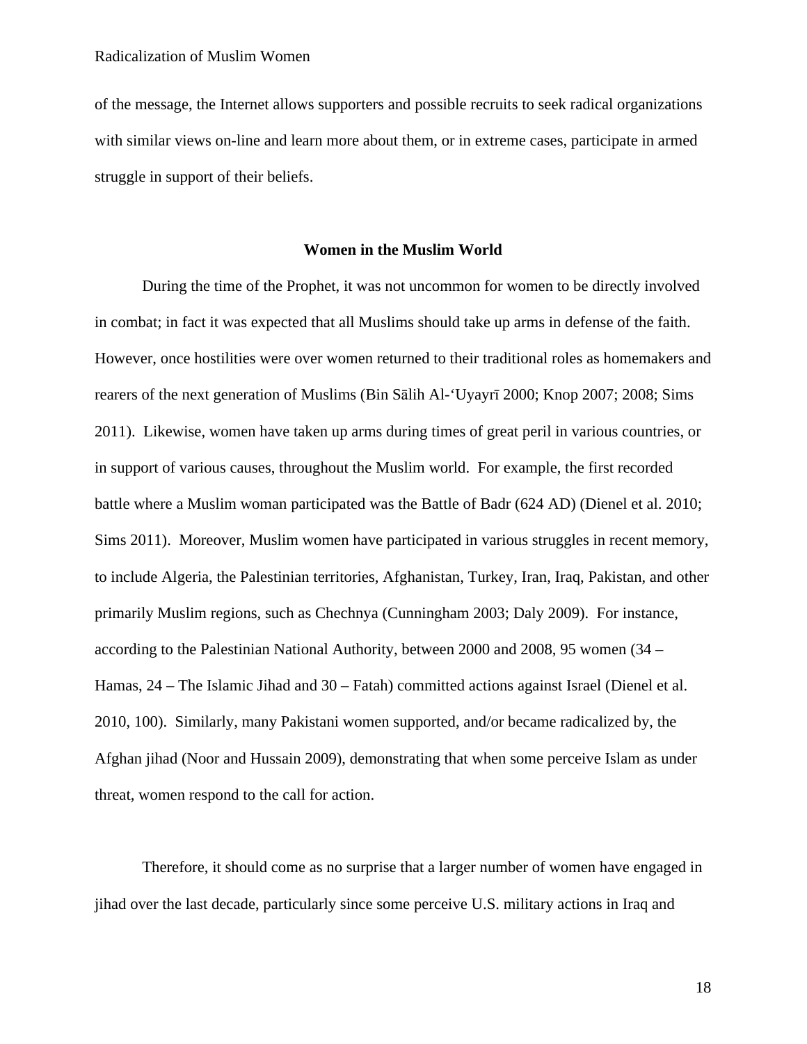of the message, the Internet allows supporters and possible recruits to seek radical organizations with similar views on-line and learn more about them, or in extreme cases, participate in armed struggle in support of their beliefs.

## Women in the Muslim World

During the time of the Prophet, it was not uncommon for women to be directly involved in combat; in fact it was expected that all Muslims should take up arms in defense of the faith. However, once hostilities were over women returned to their traditional roles as homemakers and rearers of the next generation of Muslims (Bin Sālih Al-'Uyayrī 2000; Knop 2007; 2008; Sims 2011). Likewise, women have taken up arms during times of great peril in various countries, or in support of various causes, throughout the Muslim world. For example, the first recorded battle where a Muslim woman participated was the Battle of Badr (624 AD) (Dienel et al. 2010; Sims 2011). Moreover, Muslim women have participated in various struggles in recent memory, to include Algeria, the Palestinian territories, Afghanistan, Turkey, Iran, Iraq, Pakistan, and other primarily Muslim regions, such as Chechnya (Cunningham 2003; Daly 2009). For instance, according to the Palestinian National Authority, between 2000 and 2008, 95 women (34 – Hamas, 24 – The Islamic Jihad and 30 – Fatah) committed actions against Israel (Dienel et al. 2010, 100). Similarly, many Pakistani women supported, and/or became radicalized by, the Afghan jihad (Noor and Hussain 2009), demonstrating that when some perceive Islam as under threat, women respond to the call for action.

Therefore, it should come as no surprise that a larger number of women have engaged in jihad over the last decade, particularly since some perceive U.S. military actions in Iraq and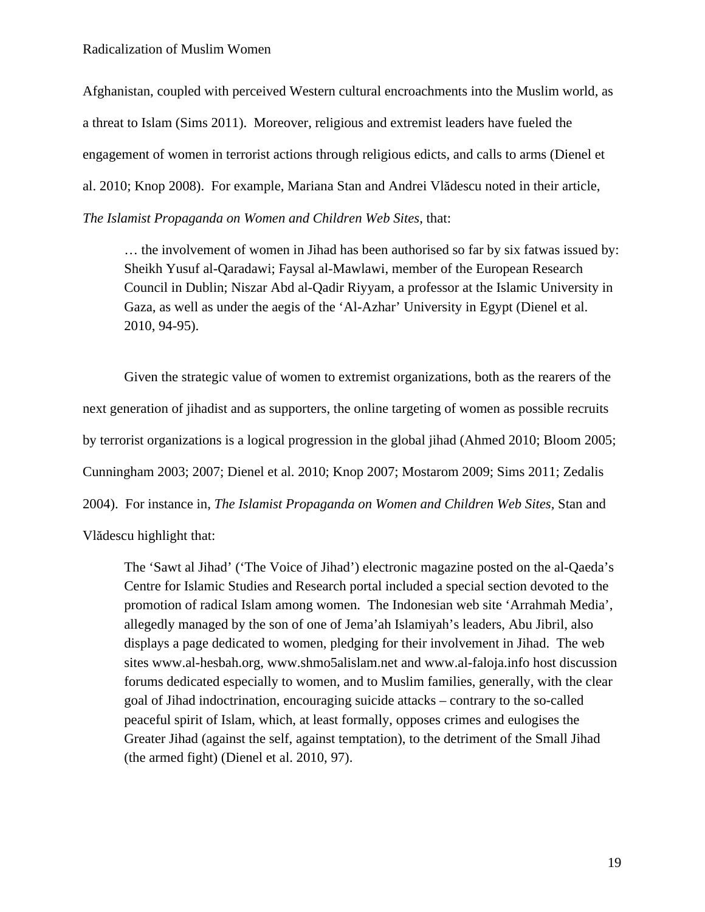Afghanistan, coupled with perceived Western cultural encroachments into the Muslim world, as a threat to Islam (Sims 2011). Moreover, religious and extremist leaders have fueled the engagement of women in terrorist actions through religious edicts, and calls to arms (Dienel et al. 2010; Knop 2008). For example, Mariana Stan and Andrei Vlădescu noted in their article, *The Islamist Propaganda on Women and Children Web Sites*, that:

> … the involvement of women in Jihad has been authorised so far by six fatwas issued by: Sheikh Yusuf al-Qaradawi; Faysal al-Mawlawi, member of the European Research Council in Dublin; Niszar Abd al-Qadir Riyyam, a professor at the Islamic University in Gaza, as well as under the aegis of the 'Al-Azhar' University in Egypt (Dienel et al. 2010, 94-95).

Given the strategic value of women to extremist organizations, both as the rearers of the next generation of jihadist and as supporters, the online targeting of women as possible recruits by terrorist organizations is a logical progression in the global jihad (Ahmed 2010; Bloom 2005; Cunningham 2003; 2007; Dienel et al. 2010; Knop 2007; Mostarom 2009; Sims 2011; Zedalis 2004). For instance in, *The Islamist Propaganda on Women and Children Web Sites*, Stan and Vlădescu highlight that:

> The 'Sawt al Jihad' ('The Voice of Jihad') electronic magazine posted on the al-Qaeda's Centre for Islamic Studies and Research portal included a special section devoted to the promotion of radical Islam among women. The Indonesian web site 'Arrahmah Media', allegedly managed by the son of one of Jema'ah Islamiyah's leaders, Abu Jibril, also displays a page dedicated to women, pledging for their involvement in Jihad. The web sites www.al-hesbah.org, www.shmo5alislam.net and www.al-faloja.info host discussion forums dedicated especially to women, and to Muslim families, generally, with the clear goal of Jihad indoctrination, encouraging suicide attacks – contrary to the so-called peaceful spirit of Islam, which, at least formally, opposes crimes and eulogises the Greater Jihad (against the self, against temptation), to the detriment of the Small Jihad (the armed fight) (Dienel et al. 2010, 97).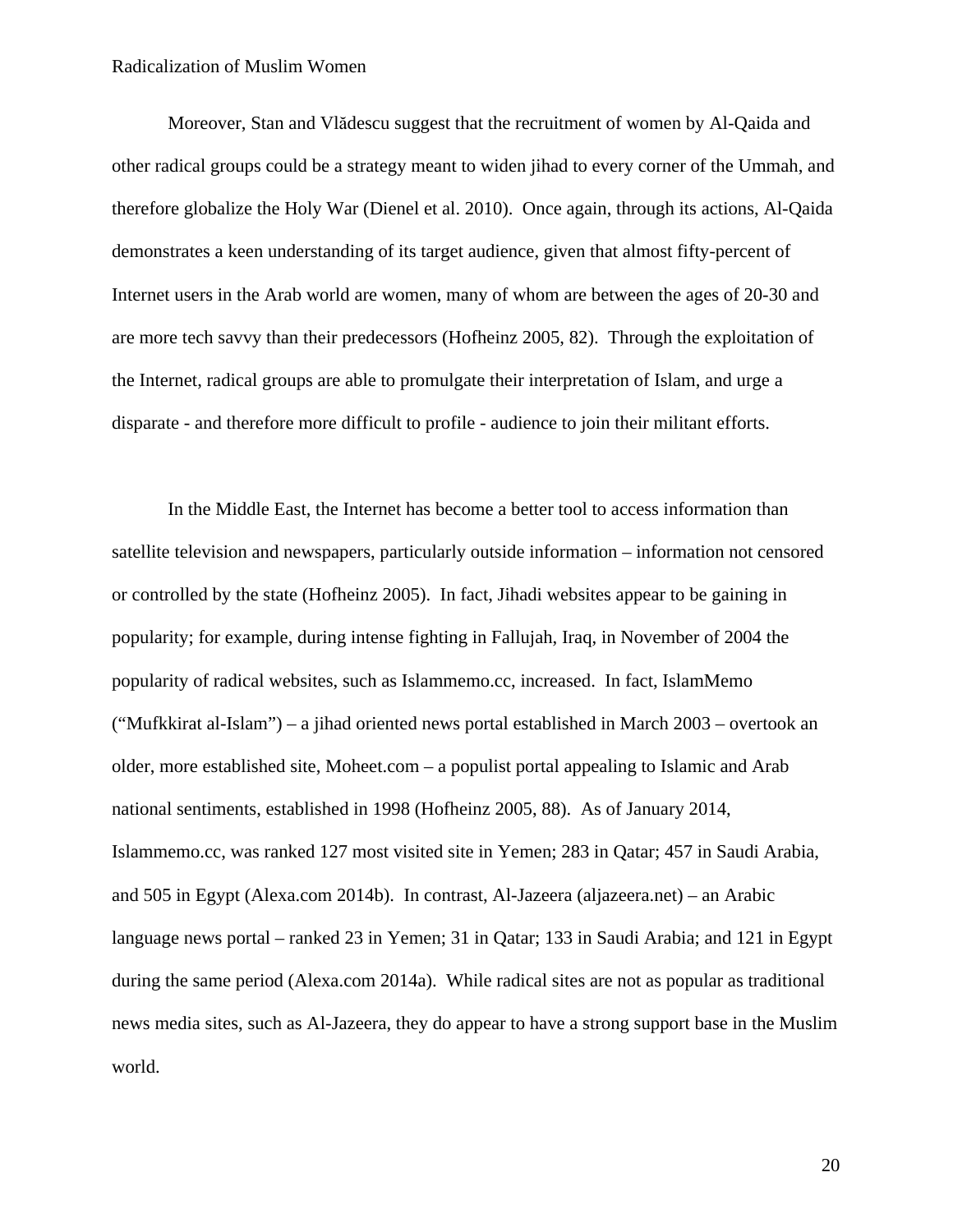Moreover, Stan and Vlădescu suggest that the recruitment of women by Al-Qaida and other radical groups could be a strategy meant to widen jihad to every corner of the Ummah, and therefore globalize the Holy War (Dienel et al. 2010). Once again, through its actions, Al-Qaida demonstrates a keen understanding of its target audience, given that almost fifty-percent of Internet users in the Arab world are women, many of whom are between the ages of 20-30 and are more tech savvy than their predecessors (Hofheinz 2005, 82). Through the exploitation of the Internet, radical groups are able to promulgate their interpretation of Islam, and urge a disparate - and therefore more difficult to profile - audience to join their militant efforts.

In the Middle East, the Internet has become a better tool to access information than satellite television and newspapers, particularly outside information – information not censored or controlled by the state (Hofheinz 2005). In fact, Jihadi websites appear to be gaining in popularity; for example, during intense fighting in Fallujah, Iraq, in November of 2004 the popularity of radical websites, such as Islammemo.cc, increased. In fact, IslamMemo ("Mufkkirat al-Islam") – a jihad oriented news portal established in March 2003 – overtook an older, more established site, Moheet.com – a populist portal appealing to Islamic and Arab national sentiments, established in 1998 (Hofheinz 2005, 88). As of January 2014, Islammemo.cc, was ranked 127 most visited site in Yemen; 283 in Qatar; 457 in Saudi Arabia, and 505 in Egypt (Alexa.com 2014b). In contrast, Al-Jazeera (aljazeera.net) – an Arabic language news portal – ranked 23 in Yemen; 31 in Qatar; 133 in Saudi Arabia; and 121 in Egypt during the same period (Alexa.com 2014a). While radical sites are not as popular as traditional news media sites, such as Al-Jazeera, they do appear to have a strong support base in the Muslim world.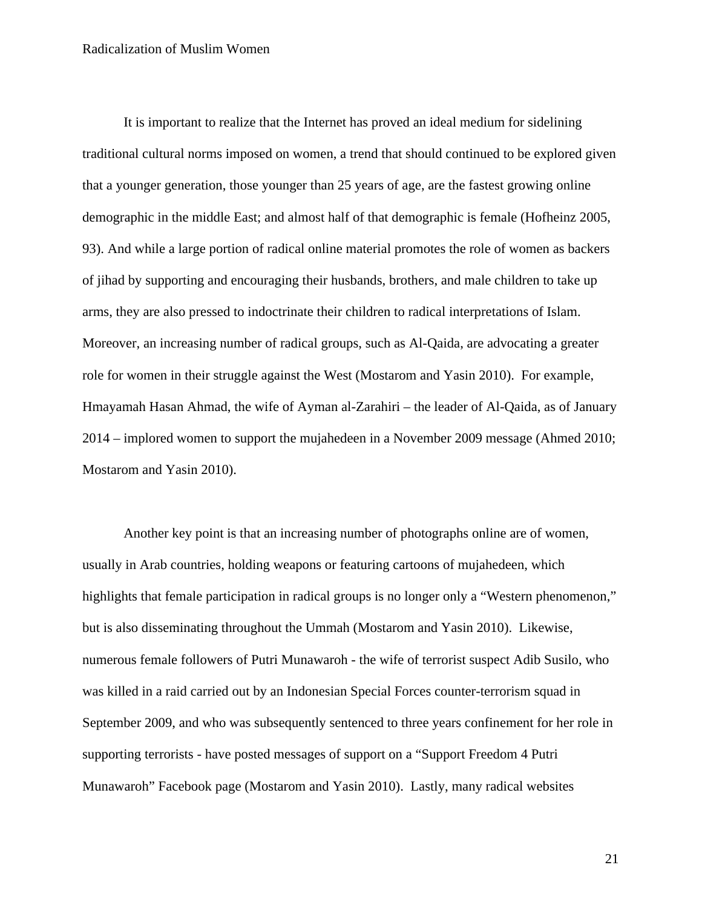It is important to realize that the Internet has proved an ideal medium for sidelining traditional cultural norms imposed on women, a trend that should continued to be explored given that a younger generation, those younger than 25 years of age, are the fastest growing online demographic in the middle East; and almost half of that demographic is female (Hofheinz 2005, 93). And while a large portion of radical online material promotes the role of women as backers of jihad by supporting and encouraging their husbands, brothers, and male children to take up arms, they are also pressed to indoctrinate their children to radical interpretations of Islam. Moreover, an increasing number of radical groups, such as Al-Qaida, are advocating a greater role for women in their struggle against the West (Mostarom and Yasin 2010). For example, Hmayamah Hasan Ahmad, the wife of Ayman al-Zarahiri – the leader of Al-Qaida, as of January 2014 – implored women to support the mujahedeen in a November 2009 message (Ahmed 2010; Mostarom and Yasin 2010).

Another key point is that an increasing number of photographs online are of women, usually in Arab countries, holding weapons or featuring cartoons of mujahedeen, which highlights that female participation in radical groups is no longer only a "Western phenomenon," but is also disseminating throughout the Ummah (Mostarom and Yasin 2010). Likewise, numerous female followers of Putri Munawaroh - the wife of terrorist suspect Adib Susilo, who was killed in a raid carried out by an Indonesian Special Forces counter-terrorism squad in September 2009, and who was subsequently sentenced to three years confinement for her role in supporting terrorists - have posted messages of support on a "Support Freedom 4 Putri Munawaroh" Facebook page (Mostarom and Yasin 2010). Lastly, many radical websites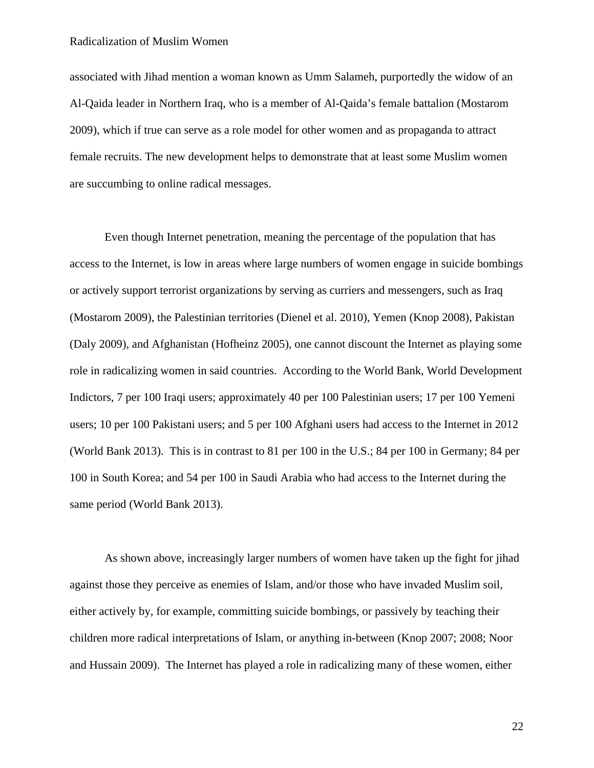associated with Jihad mention a woman known as Umm Salameh, purportedly the widow of an Al-Qaida leader in Northern Iraq, who is a member of Al-Qaida's female battalion (Mostarom 2009), which if true can serve as a role model for other women and as propaganda to attract female recruits. The new development helps to demonstrate that at least some Muslim women are succumbing to online radical messages.

Even though Internet penetration, meaning the percentage of the population that has access to the Internet, is low in areas where large numbers of women engage in suicide bombings or actively support terrorist organizations by serving as curriers and messengers, such as Iraq (Mostarom 2009), the Palestinian territories (Dienel et al. 2010), Yemen (Knop 2008), Pakistan (Daly 2009), and Afghanistan (Hofheinz 2005), one cannot discount the Internet as playing some role in radicalizing women in said countries. According to the World Bank, World Development Indictors, 7 per 100 Iraqi users; approximately 40 per 100 Palestinian users; 17 per 100 Yemeni users; 10 per 100 Pakistani users; and 5 per 100 Afghani users had access to the Internet in 2012 (World Bank 2013). This is in contrast to 81 per 100 in the U.S.; 84 per 100 in Germany; 84 per 100 in South Korea; and 54 per 100 in Saudi Arabia who had access to the Internet during the same period (World Bank 2013).

As shown above, increasingly larger numbers of women have taken up the fight for jihad against those they perceive as enemies of Islam, and/or those who have invaded Muslim soil, either actively by, for example, committing suicide bombings, or passively by teaching their children more radical interpretations of Islam, or anything in-between (Knop 2007; 2008; Noor and Hussain 2009). The Internet has played a role in radicalizing many of these women, either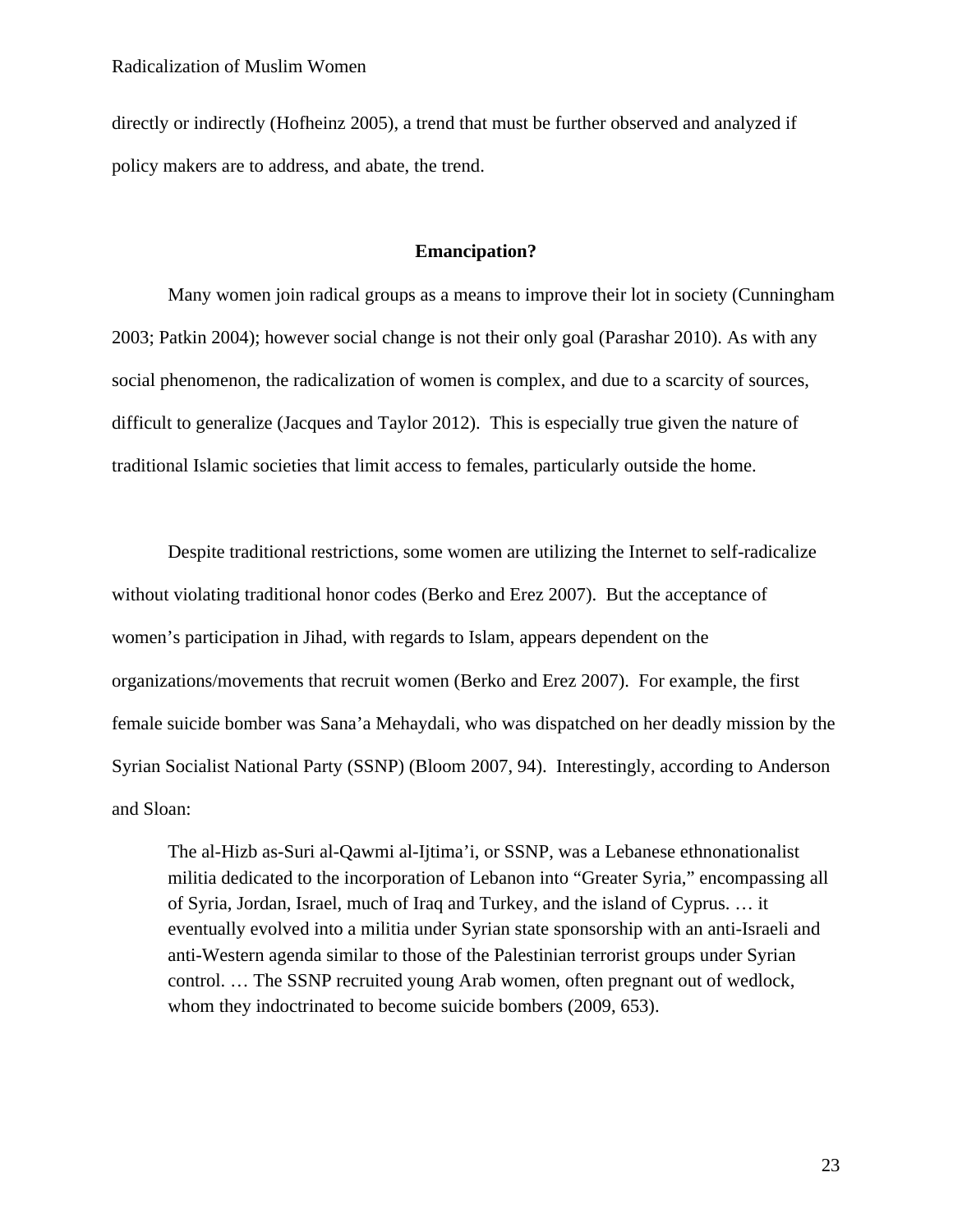directly or indirectly (Hofheinz 2005), a trend that must be further observed and analyzed if policy makers are to address, and abate, the trend.

## Emancipation?

Many women join radical groups as a means to improve their lot in society (Cunningham 2003; Patkin 2004); however social change is not their only goal (Parashar 2010). As with any social phenomenon, the radicalization of women is complex, and due to a scarcity of sources, difficult to generalize (Jacques and Taylor 2012). This is especially true given the nature of traditional Islamic societies that limit access to females, particularly outside the home.

Despite traditional restrictions, some women are utilizing the Internet to self-radicalize without violating traditional honor codes (Berko and Erez 2007). But the acceptance of women's participation in Jihad, with regards to Islam, appears dependent on the organizations/movements that recruit women (Berko and Erez 2007). For example, the first female suicide bomber was Sana'a Mehaydali, who was dispatched on her deadly mission by the Syrian Socialist National Party (SSNP) (Bloom 2007, 94). Interestingly, according to Anderson and Sloan:

> The al-Hizb as-Suri al-Qawmi al-Ijtima'i, or SSNP, was a Lebanese ethnonationalist militia dedicated to the incorporation of Lebanon into "Greater Syria," encompassing all of Syria, Jordan, Israel, much of Iraq and Turkey, and the island of Cyprus. … it eventually evolved into a militia under Syrian state sponsorship with an anti-Israeli and anti-Western agenda similar to those of the Palestinian terrorist groups under Syrian control. … The SSNP recruited young Arab women, often pregnant out of wedlock, whom they indoctrinated to become suicide bombers (2009, 653).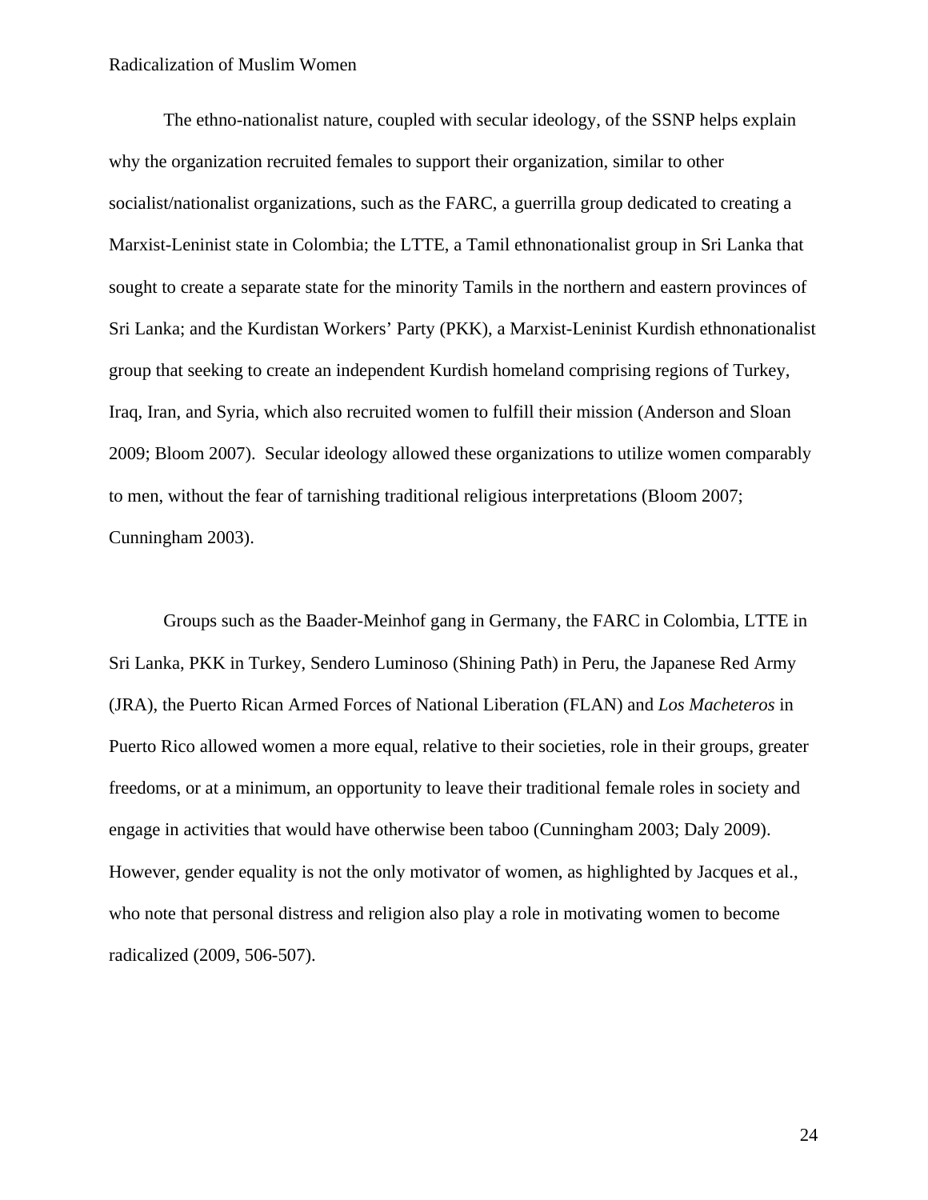The ethno-nationalist nature, coupled with secular ideology, of the SSNP helps explain why the organization recruited females to support their organization, similar to other socialist/nationalist organizations, such as the FARC, a guerrilla group dedicated to creating a Marxist-Leninist state in Colombia; the LTTE, a Tamil ethnonationalist group in Sri Lanka that sought to create a separate state for the minority Tamils in the northern and eastern provinces of Sri Lanka; and the Kurdistan Workers' Party (PKK), a Marxist-Leninist Kurdish ethnonationalist group that seeking to create an independent Kurdish homeland comprising regions of Turkey, Iraq, Iran, and Syria, which also recruited women to fulfill their mission (Anderson and Sloan 2009; Bloom 2007). Secular ideology allowed these organizations to utilize women comparably to men, without the fear of tarnishing traditional religious interpretations (Bloom 2007; Cunningham 2003).

Groups such as the Baader-Meinhof gang in Germany, the FARC in Colombia, LTTE in Sri Lanka, PKK in Turkey, Sendero Luminoso (Shining Path) in Peru, the Japanese Red Army (JRA), the Puerto Rican Armed Forces of National Liberation (FLAN) and *Los Macheteros* in Puerto Rico allowed women a more equal, relative to their societies, role in their groups, greater freedoms, or at a minimum, an opportunity to leave their traditional female roles in society and engage in activities that would have otherwise been taboo (Cunningham 2003; Daly 2009). However, gender equality is not the only motivator of women, as highlighted by Jacques et al., who note that personal distress and religion also play a role in motivating women to become radicalized (2009, 506-507).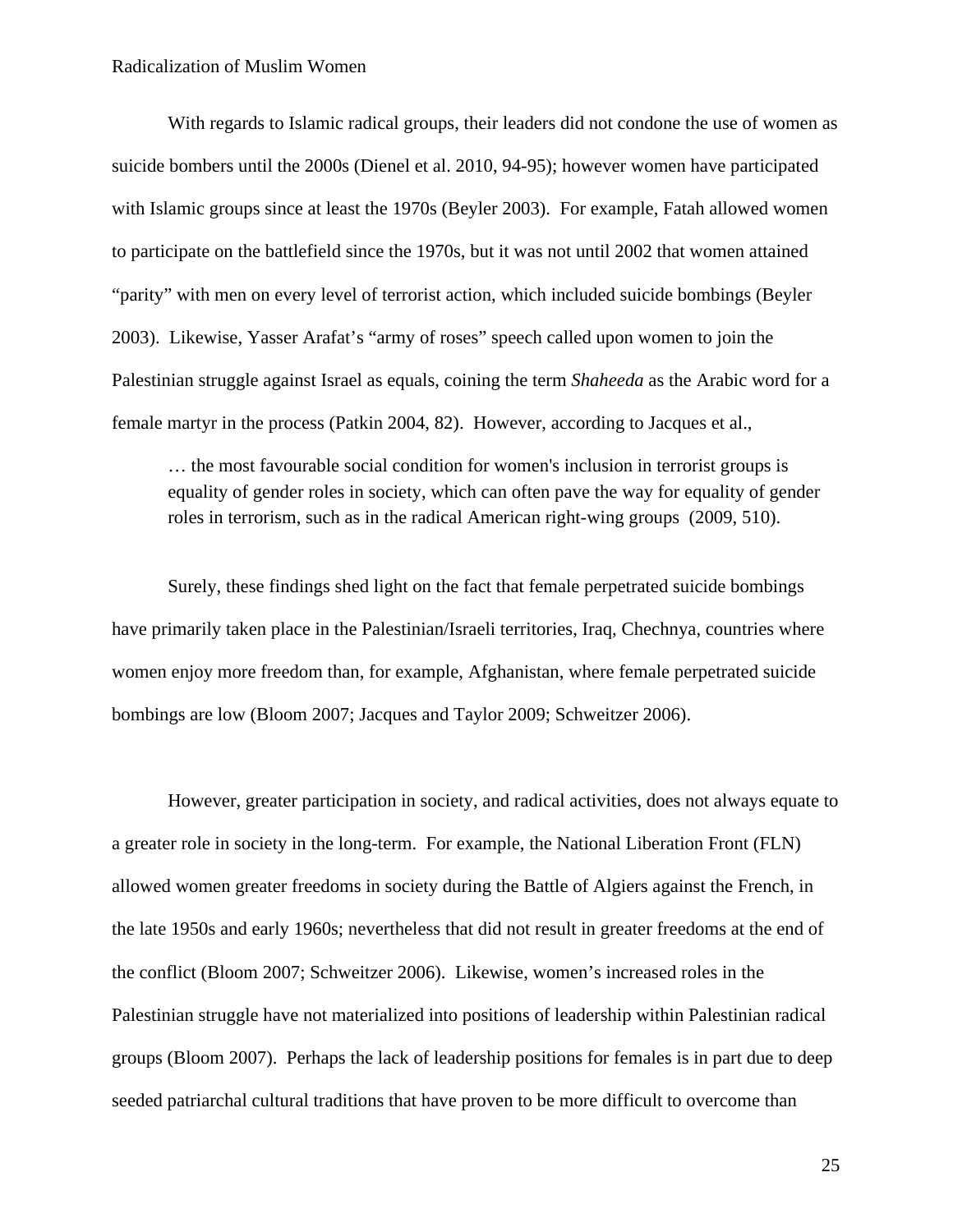With regards to Islamic radical groups, their leaders did not condone the use of women as suicide bombers until the 2000s (Dienel et al. 2010, 94-95); however women have participated with Islamic groups since at least the 1970s (Beyler 2003). For example, Fatah allowed women to participate on the battlefield since the 1970s, but it was not until 2002 that women attained "parity" with men on every level of terrorist action, which included suicide bombings (Beyler 2003). Likewise, Yasser Arafat's "army of roses" speech called upon women to join the Palestinian struggle against Israel as equals, coining the term *Shaheeda* as the Arabic word for a female martyr in the process (Patkin 2004, 82). However, according to Jacques et al.,

> … the most favourable social condition for women's inclusion in terrorist groups is equality of gender roles in society, which can often pave the way for equality of gender roles in terrorism, such as in the radical American right-wing groups (2009, 510).

Surely, these findings shed light on the fact that female perpetrated suicide bombings have primarily taken place in the Palestinian/Israeli territories, Iraq, Chechnya, countries where women enjoy more freedom than, for example, Afghanistan, where female perpetrated suicide bombings are low (Bloom 2007; Jacques and Taylor 2009; Schweitzer 2006).

However, greater participation in society, and radical activities, does not always equate to a greater role in society in the long-term. For example, the National Liberation Front (FLN) allowed women greater freedoms in society during the Battle of Algiers against the French, in the late 1950s and early 1960s; nevertheless that did not result in greater freedoms at the end of the conflict (Bloom 2007; Schweitzer 2006). Likewise, women's increased roles in the Palestinian struggle have not materialized into positions of leadership within Palestinian radical groups (Bloom 2007). Perhaps the lack of leadership positions for females is in part due to deep seeded patriarchal cultural traditions that have proven to be more difficult to overcome than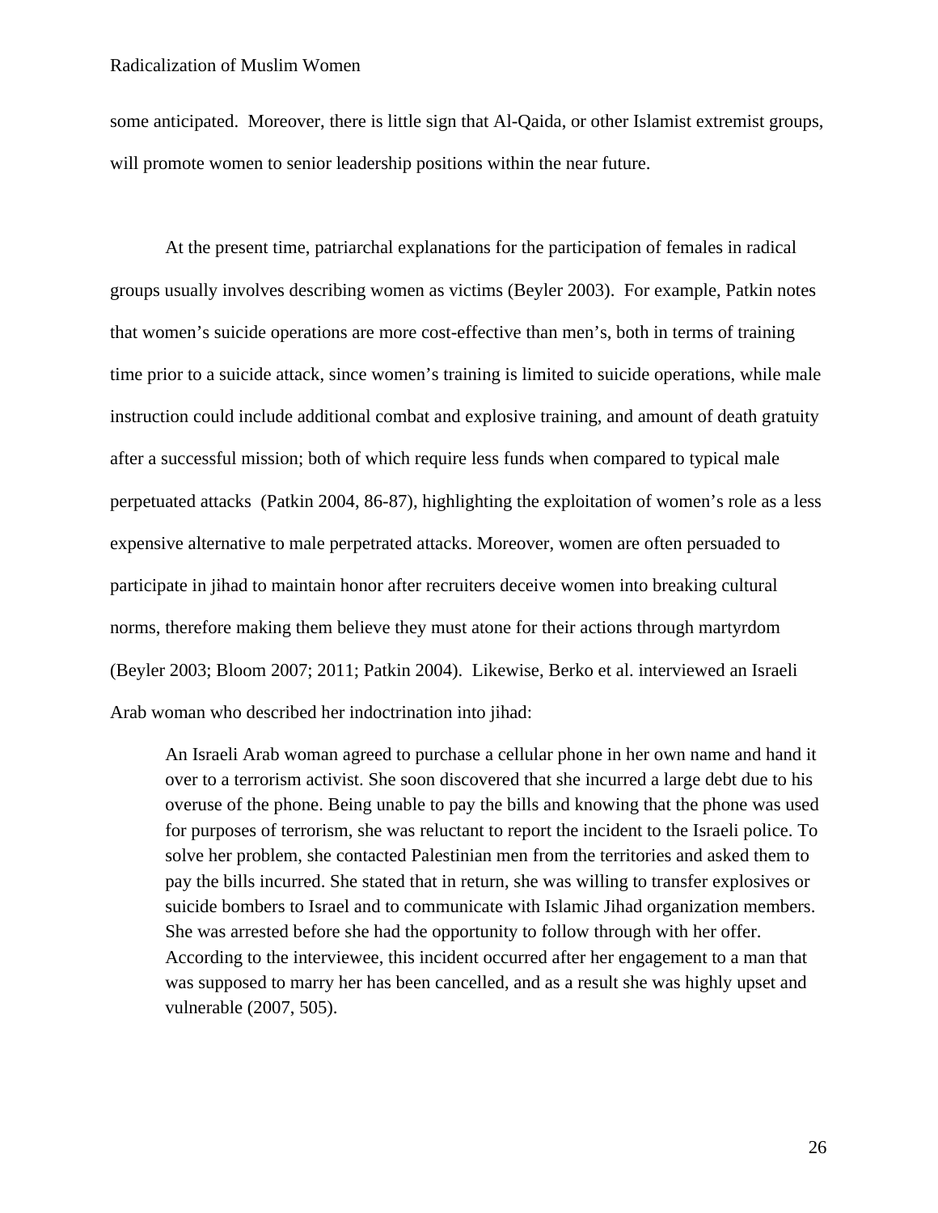some anticipated.  Moreover, there is little sign that Al-Qaida, or other Islamist extremist groups, will promote women to senior leadership positions within the near future.

At the present time, patriarchal explanations for the participation of females in radical groups usually involves describing women as victims (Beyler 2003).  For example, Patkin notes that women's suicide operations are more cost-effective than men's, both in terms of training time prior to a suicide attack, since women's training is limited to suicide operations, while male instruction could include additional combat and explosive training, and amount of death gratuity after a successful mission; both of which require less funds when compared to typical male perpetuated attacks  (Patkin 2004, 86-87), highlighting the exploitation of women's role as a less expensive alternative to male perpetrated attacks. Moreover, women are often persuaded to participate in jihad to maintain honor after recruiters deceive women into breaking cultural norms, therefore making them believe they must atone for their actions through martyrdom (Beyler 2003; Bloom 2007; 2011; Patkin 2004).  Likewise, Berko et al. interviewed an Israeli Arab woman who described her indoctrination into jihad:

> An Israeli Arab woman agreed to purchase a cellular phone in her own name and hand it over to a terrorism activist. She soon discovered that she incurred a large debt due to his overuse of the phone. Being unable to pay the bills and knowing that the phone was used for purposes of terrorism, she was reluctant to report the incident to the Israeli police. To solve her problem, she contacted Palestinian men from the territories and asked them to pay the bills incurred. She stated that in return, she was willing to transfer explosives or suicide bombers to Israel and to communicate with Islamic Jihad organization members. She was arrested before she had the opportunity to follow through with her offer. According to the interviewee, this incident occurred after her engagement to a man that was supposed to marry her has been cancelled, and as a result she was highly upset and vulnerable (2007, 505).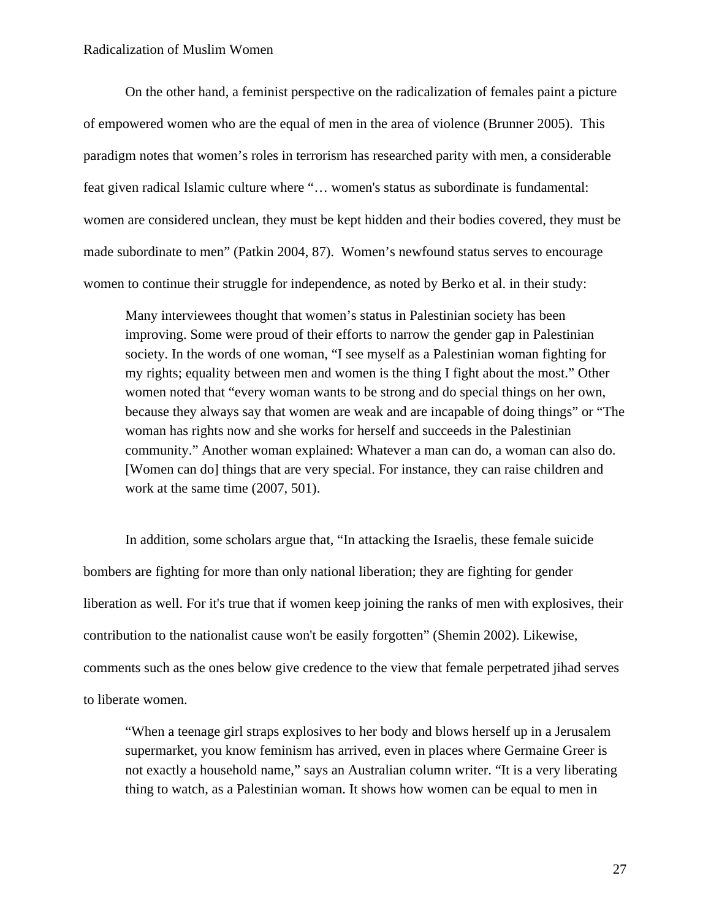On the other hand, a feminist perspective on the radicalization of females paint a picture of empowered women who are the equal of men in the area of violence (Brunner 2005). This paradigm notes that women's roles in terrorism has researched parity with men, a considerable feat given radical Islamic culture where "… women's status as subordinate is fundamental: women are considered unclean, they must be kept hidden and their bodies covered, they must be made subordinate to men" (Patkin 2004, 87). Women's newfound status serves to encourage women to continue their struggle for independence, as noted by Berko et al. in their study:

> Many interviewees thought that women's status in Palestinian society has been improving. Some were proud of their efforts to narrow the gender gap in Palestinian society. In the words of one woman, "I see myself as a Palestinian woman fighting for my rights; equality between men and women is the thing I fight about the most." Other women noted that "every woman wants to be strong and do special things on her own, because they always say that women are weak and are incapable of doing things" or "The woman has rights now and she works for herself and succeeds in the Palestinian community." Another woman explained: Whatever a man can do, a woman can also do. [Women can do] things that are very special. For instance, they can raise children and work at the same time (2007, 501).

In addition, some scholars argue that, "In attacking the Israelis, these female suicide bombers are fighting for more than only national liberation; they are fighting for gender liberation as well. For it's true that if women keep joining the ranks of men with explosives, their contribution to the nationalist cause won't be easily forgotten" (Shemin 2002). Likewise, comments such as the ones below give credence to the view that female perpetrated jihad serves to liberate women.

> "When a teenage girl straps explosives to her body and blows herself up in a Jerusalem supermarket, you know feminism has arrived, even in places where Germaine Greer is not exactly a household name," says an Australian column writer. "It is a very liberating thing to watch, as a Palestinian woman. It shows how women can be equal to men in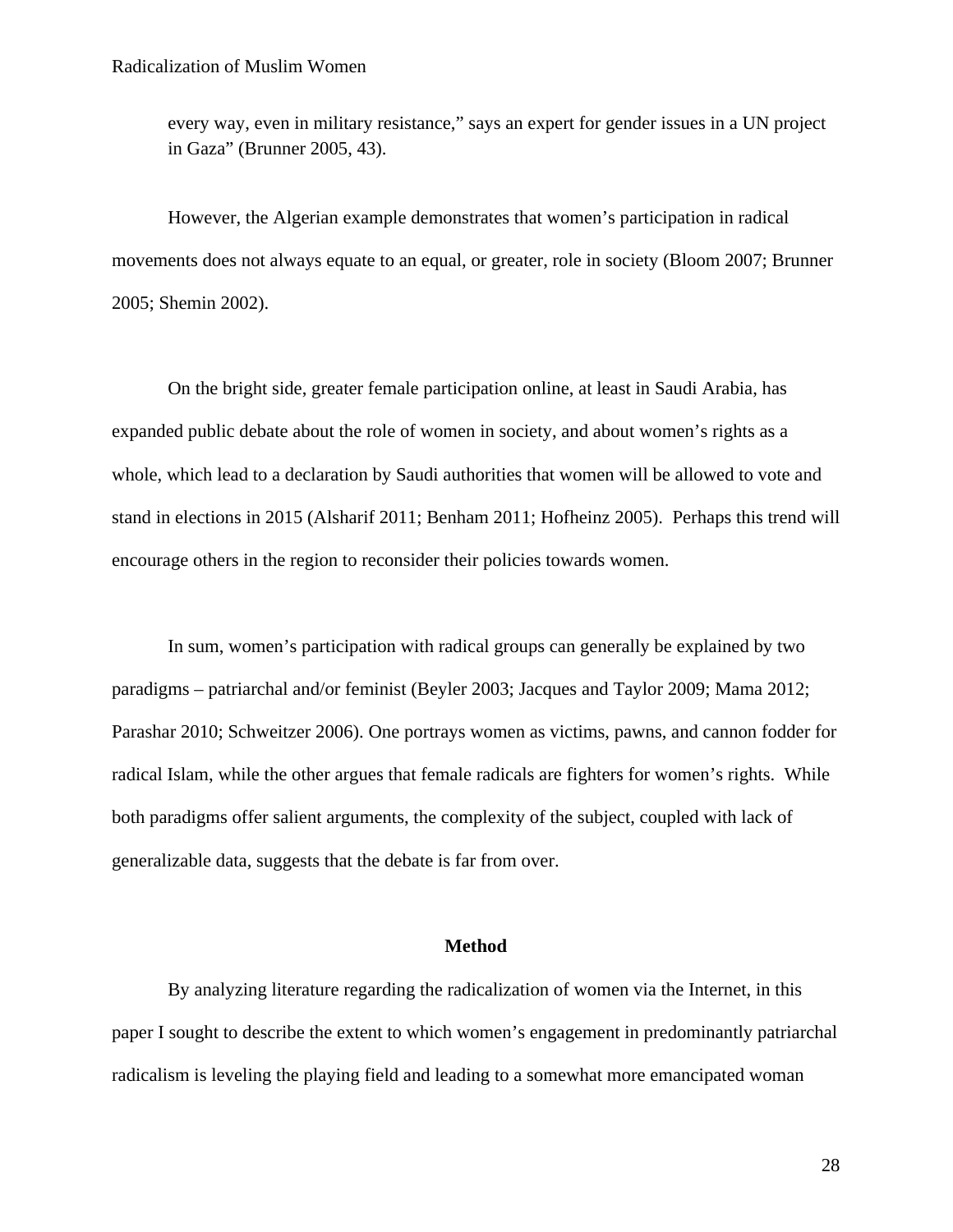every way, even in military resistance," says an expert for gender issues in a UN project in Gaza" (Brunner 2005, 43).

However, the Algerian example demonstrates that women's participation in radical movements does not always equate to an equal, or greater, role in society (Bloom 2007; Brunner 2005; Shemin 2002).

On the bright side, greater female participation online, at least in Saudi Arabia, has expanded public debate about the role of women in society, and about women's rights as a whole, which lead to a declaration by Saudi authorities that women will be allowed to vote and stand in elections in 2015 (Alsharif 2011; Benham 2011; Hofheinz 2005). Perhaps this trend will encourage others in the region to reconsider their policies towards women.

In sum, women's participation with radical groups can generally be explained by two paradigms – patriarchal and/or feminist (Beyler 2003; Jacques and Taylor 2009; Mama 2012; Parashar 2010; Schweitzer 2006). One portrays women as victims, pawns, and cannon fodder for radical Islam, while the other argues that female radicals are fighters for women's rights. While both paradigms offer salient arguments, the complexity of the subject, coupled with lack of generalizable data, suggests that the debate is far from over.

## Method

By analyzing literature regarding the radicalization of women via the Internet, in this paper I sought to describe the extent to which women's engagement in predominantly patriarchal radicalism is leveling the playing field and leading to a somewhat more emancipated woman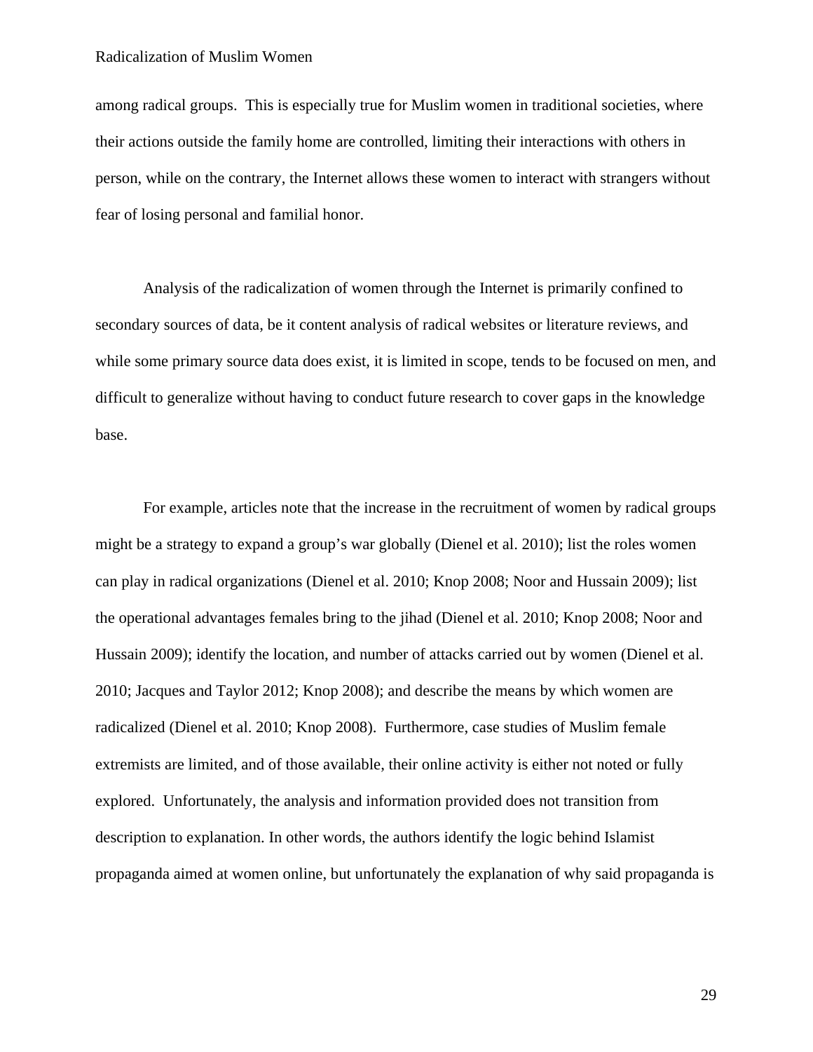among radical groups. This is especially true for Muslim women in traditional societies, where their actions outside the family home are controlled, limiting their interactions with others in person, while on the contrary, the Internet allows these women to interact with strangers without fear of losing personal and familial honor.

Analysis of the radicalization of women through the Internet is primarily confined to secondary sources of data, be it content analysis of radical websites or literature reviews, and while some primary source data does exist, it is limited in scope, tends to be focused on men, and difficult to generalize without having to conduct future research to cover gaps in the knowledge base.

For example, articles note that the increase in the recruitment of women by radical groups might be a strategy to expand a group's war globally (Dienel et al. 2010); list the roles women can play in radical organizations (Dienel et al. 2010; Knop 2008; Noor and Hussain 2009); list the operational advantages females bring to the jihad (Dienel et al. 2010; Knop 2008; Noor and Hussain 2009); identify the location, and number of attacks carried out by women (Dienel et al. 2010; Jacques and Taylor 2012; Knop 2008); and describe the means by which women are radicalized (Dienel et al. 2010; Knop 2008). Furthermore, case studies of Muslim female extremists are limited, and of those available, their online activity is either not noted or fully explored. Unfortunately, the analysis and information provided does not transition from description to explanation. In other words, the authors identify the logic behind Islamist propaganda aimed at women online, but unfortunately the explanation of why said propaganda is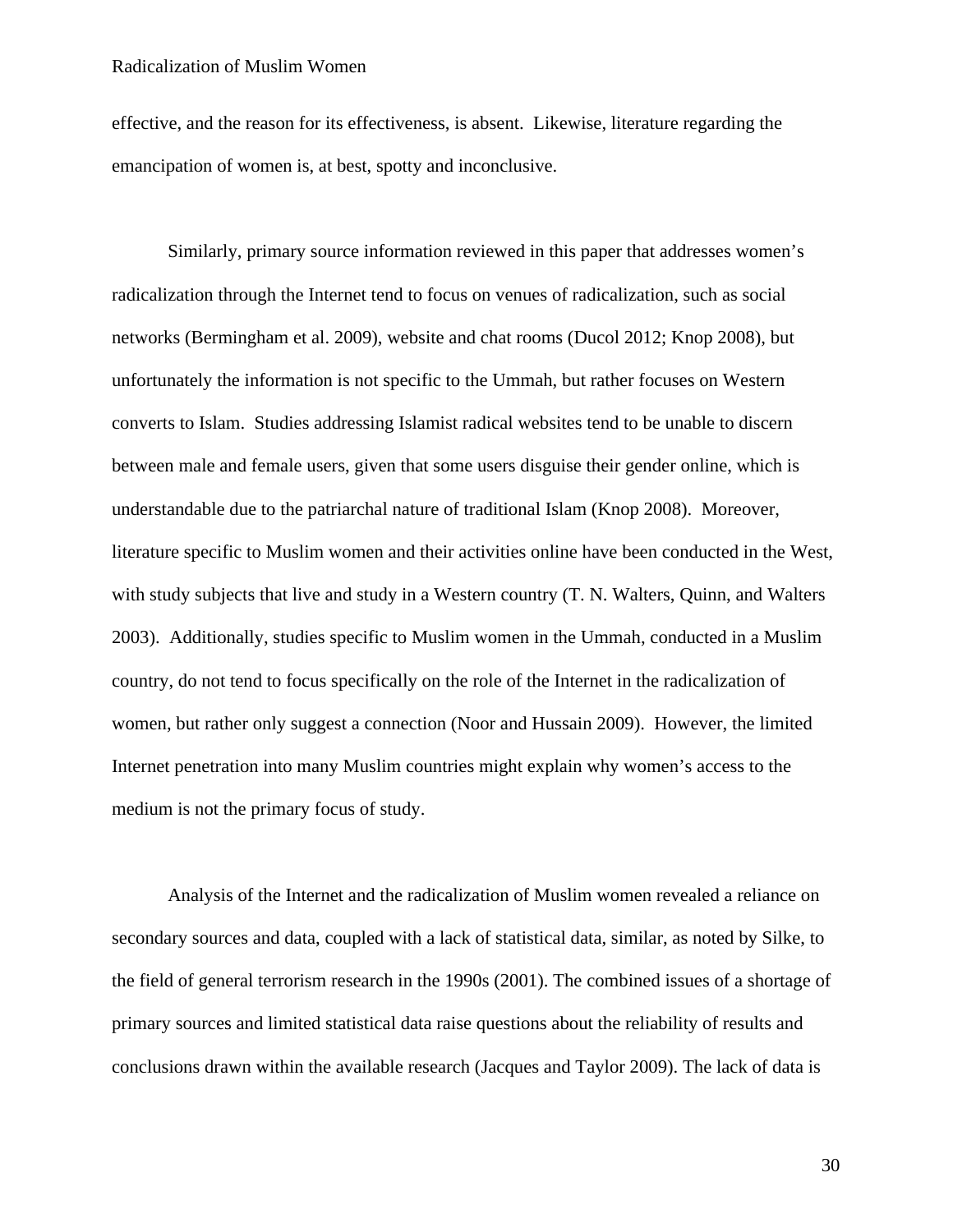effective, and the reason for its effectiveness, is absent. Likewise, literature regarding the emancipation of women is, at best, spotty and inconclusive.

Similarly, primary source information reviewed in this paper that addresses women's radicalization through the Internet tend to focus on venues of radicalization, such as social networks (Bermingham et al. 2009), website and chat rooms (Ducol 2012; Knop 2008), but unfortunately the information is not specific to the Ummah, but rather focuses on Western converts to Islam. Studies addressing Islamist radical websites tend to be unable to discern between male and female users, given that some users disguise their gender online, which is understandable due to the patriarchal nature of traditional Islam (Knop 2008). Moreover, literature specific to Muslim women and their activities online have been conducted in the West, with study subjects that live and study in a Western country (T. N. Walters, Quinn, and Walters 2003). Additionally, studies specific to Muslim women in the Ummah, conducted in a Muslim country, do not tend to focus specifically on the role of the Internet in the radicalization of women, but rather only suggest a connection (Noor and Hussain 2009). However, the limited Internet penetration into many Muslim countries might explain why women's access to the medium is not the primary focus of study.

Analysis of the Internet and the radicalization of Muslim women revealed a reliance on secondary sources and data, coupled with a lack of statistical data, similar, as noted by Silke, to the field of general terrorism research in the 1990s (2001). The combined issues of a shortage of primary sources and limited statistical data raise questions about the reliability of results and conclusions drawn within the available research (Jacques and Taylor 2009). The lack of data is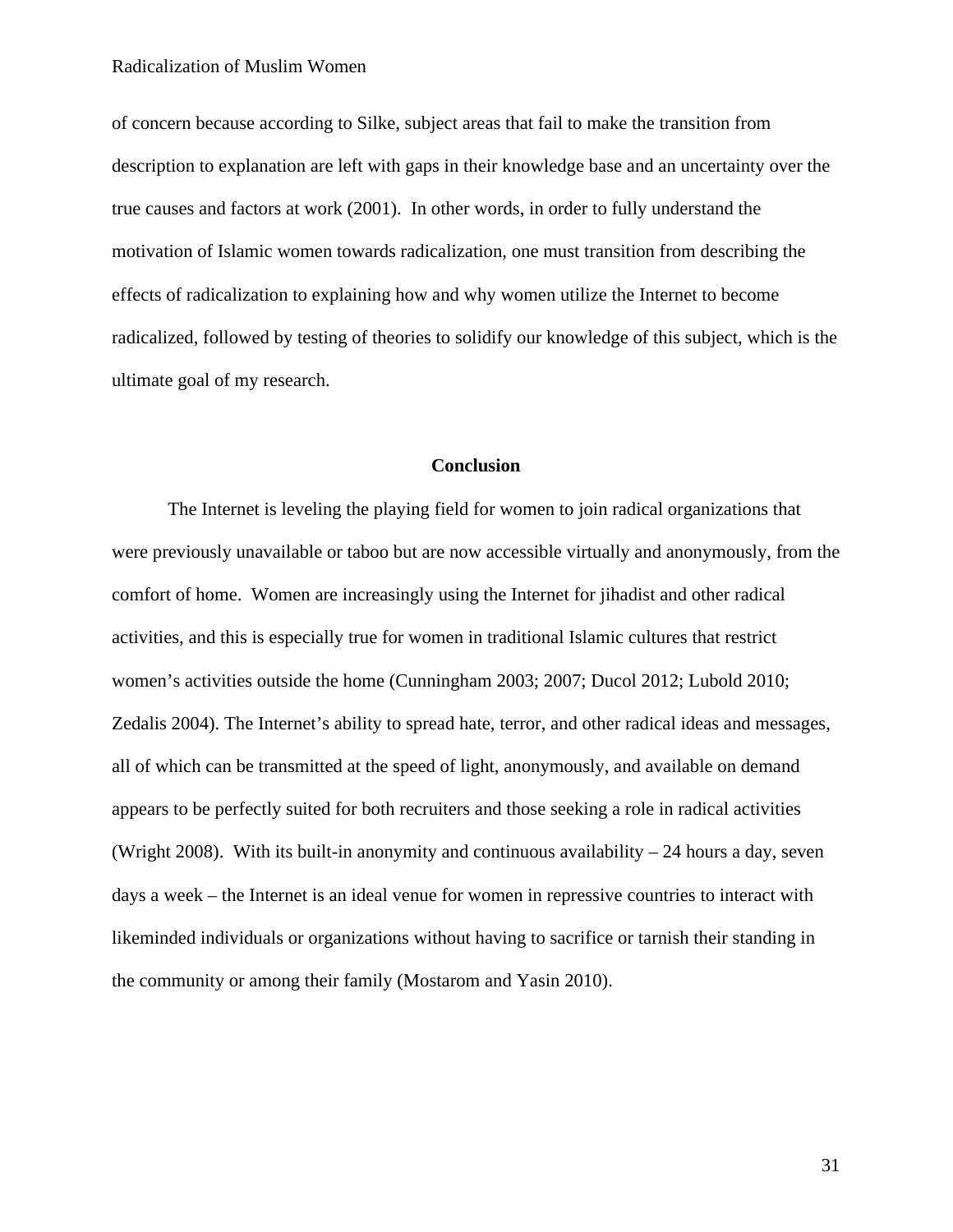of concern because according to Silke, subject areas that fail to make the transition from description to explanation are left with gaps in their knowledge base and an uncertainty over the true causes and factors at work (2001). In other words, in order to fully understand the motivation of Islamic women towards radicalization, one must transition from describing the effects of radicalization to explaining how and why women utilize the Internet to become radicalized, followed by testing of theories to solidify our knowledge of this subject, which is the ultimate goal of my research.

## Conclusion

The Internet is leveling the playing field for women to join radical organizations that were previously unavailable or taboo but are now accessible virtually and anonymously, from the comfort of home. Women are increasingly using the Internet for jihadist and other radical activities, and this is especially true for women in traditional Islamic cultures that restrict women's activities outside the home (Cunningham 2003; 2007; Ducol 2012; Lubold 2010; Zedalis 2004). The Internet's ability to spread hate, terror, and other radical ideas and messages, all of which can be transmitted at the speed of light, anonymously, and available on demand appears to be perfectly suited for both recruiters and those seeking a role in radical activities (Wright 2008). With its built-in anonymity and continuous availability – 24 hours a day, seven days a week – the Internet is an ideal venue for women in repressive countries to interact with likeminded individuals or organizations without having to sacrifice or tarnish their standing in the community or among their family (Mostarom and Yasin 2010).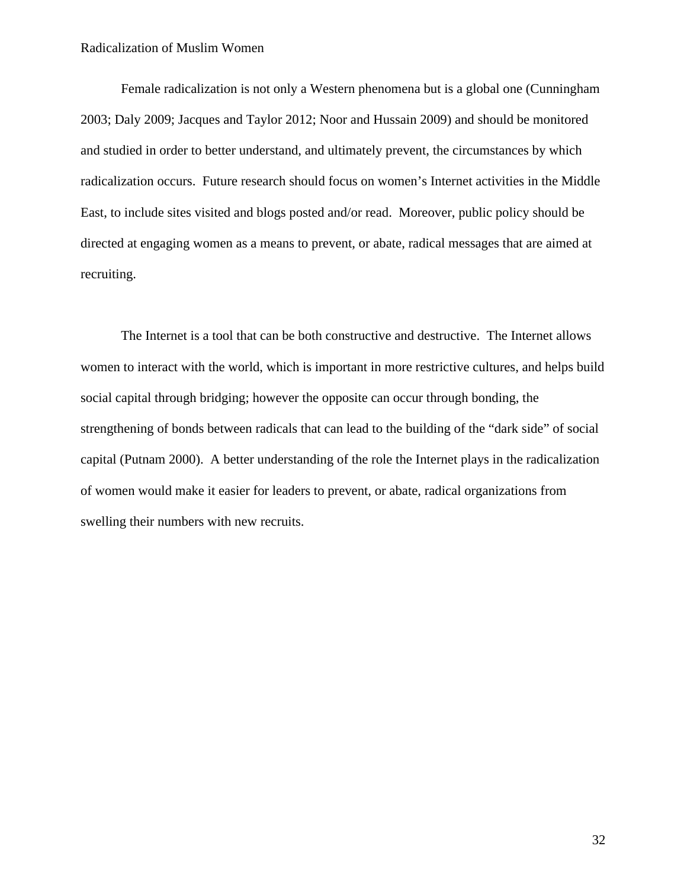Female radicalization is not only a Western phenomena but is a global one (Cunningham 2003; Daly 2009; Jacques and Taylor 2012; Noor and Hussain 2009) and should be monitored and studied in order to better understand, and ultimately prevent, the circumstances by which radicalization occurs. Future research should focus on women's Internet activities in the Middle East, to include sites visited and blogs posted and/or read. Moreover, public policy should be directed at engaging women as a means to prevent, or abate, radical messages that are aimed at recruiting.

The Internet is a tool that can be both constructive and destructive. The Internet allows women to interact with the world, which is important in more restrictive cultures, and helps build social capital through bridging; however the opposite can occur through bonding, the strengthening of bonds between radicals that can lead to the building of the "dark side" of social capital (Putnam 2000). A better understanding of the role the Internet plays in the radicalization of women would make it easier for leaders to prevent, or abate, radical organizations from swelling their numbers with new recruits.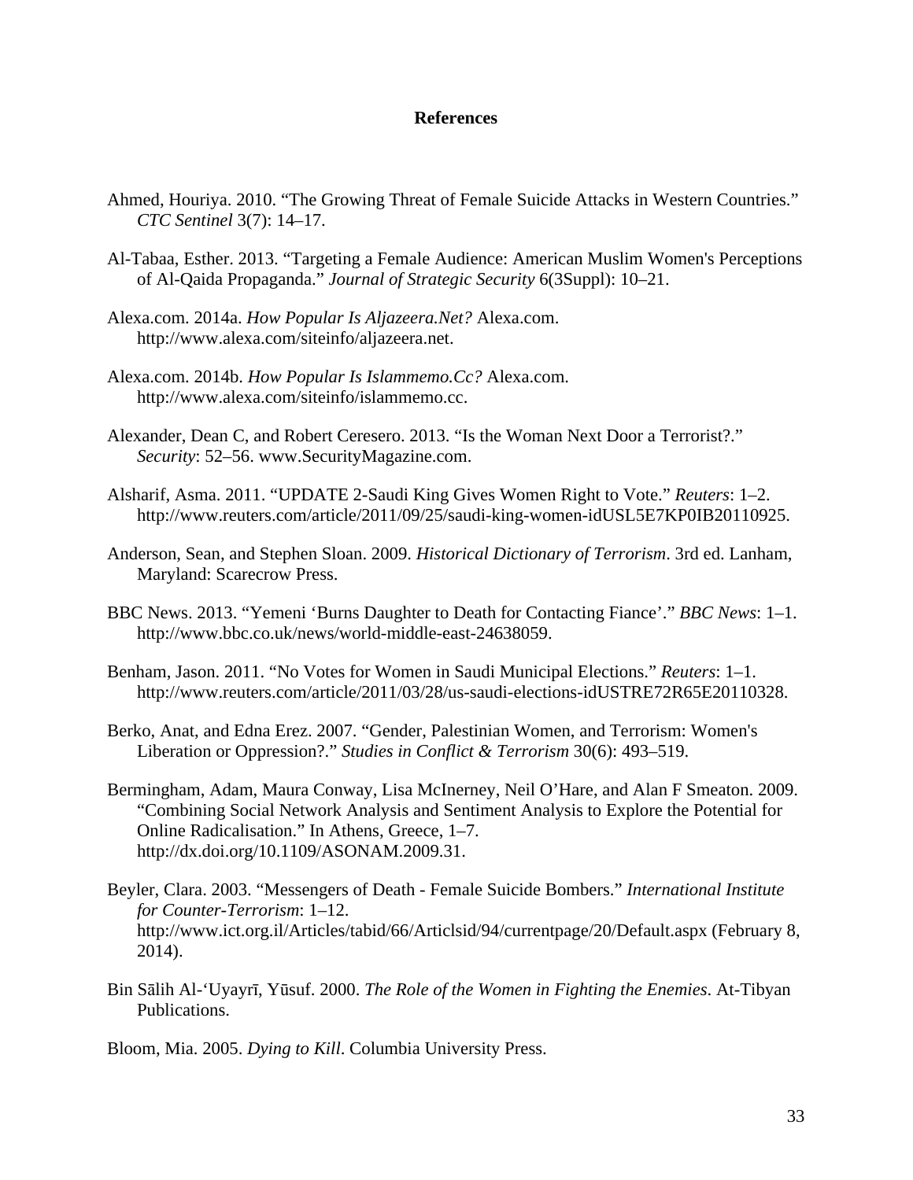# References

Ahmed, Houriya. 2010. “The Growing Threat of Female Suicide Attacks in Western Countries.” *CTC Sentinel* 3(7): 14–17.

Al-Tabaa, Esther. 2013. “Targeting a Female Audience: American Muslim Women's Perceptions of Al-Qaida Propaganda.” *Journal of Strategic Security* 6(3Suppl): 10–21.

Alexa.com. 2014a. *How Popular Is Aljazeera.Net?* Alexa.com. http://www.alexa.com/siteinfo/aljazeera.net.

Alexa.com. 2014b. *How Popular Is Islammemo.Cc?* Alexa.com. http://www.alexa.com/siteinfo/islammemo.cc.

Alexander, Dean C, and Robert Ceresero. 2013. “Is the Woman Next Door a Terrorist?.” *Security*: 52–56. www.SecurityMagazine.com.

Alsharif, Asma. 2011. “UPDATE 2-Saudi King Gives Women Right to Vote.” *Reuters*: 1–2. http://www.reuters.com/article/2011/09/25/saudi-king-women-idUSL5E7KP0IB20110925.

Anderson, Sean, and Stephen Sloan. 2009. *Historical Dictionary of Terrorism*. 3rd ed. Lanham, Maryland: Scarecrow Press.

BBC News. 2013. “Yemeni ‘Burns Daughter to Death for Contacting Fiance’.” *BBC News*: 1–1. http://www.bbc.co.uk/news/world-middle-east-24638059.

Benham, Jason. 2011. “No Votes for Women in Saudi Municipal Elections.” *Reuters*: 1–1. http://www.reuters.com/article/2011/03/28/us-saudi-elections-idUSTRE72R65E20110328.

Berko, Anat, and Edna Erez. 2007. “Gender, Palestinian Women, and Terrorism: Women's Liberation or Oppression?.” *Studies in Conflict & Terrorism* 30(6): 493–519.

Bermingham, Adam, Maura Conway, Lisa McInerney, Neil O’Hare, and Alan F Smeaton. 2009. “Combining Social Network Analysis and Sentiment Analysis to Explore the Potential for Online Radicalisation.” In Athens, Greece, 1–7. http://dx.doi.org/10.1109/ASONAM.2009.31.

Beyler, Clara. 2003. “Messengers of Death - Female Suicide Bombers.” *International Institute for Counter-Terrorism*: 1–12. http://www.ict.org.il/Articles/tabid/66/Articlsid/94/currentpage/20/Default.aspx (February 8, 2014).

Bin Sālih Al-‘Uyayrī, Yūsuf. 2000. *The Role of the Women in Fighting the Enemies*. At-Tibyan Publications.

Bloom, Mia. 2005. *Dying to Kill*. Columbia University Press.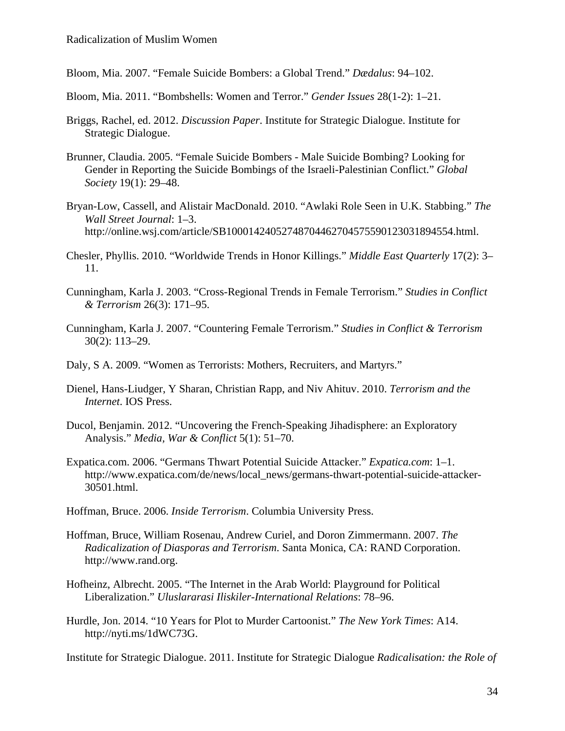Bloom, Mia. 2007. “Female Suicide Bombers: a Global Trend.” *Dædalus*: 94–102.

Bloom, Mia. 2011. “Bombshells: Women and Terror.” *Gender Issues* 28(1-2): 1–21.

Briggs, Rachel, ed. 2012. *Discussion Paper*. Institute for Strategic Dialogue. Institute for Strategic Dialogue.

Brunner, Claudia. 2005. “Female Suicide Bombers - Male Suicide Bombing? Looking for Gender in Reporting the Suicide Bombings of the Israeli-Palestinian Conflict.” *Global Society* 19(1): 29–48.

Bryan-Low, Cassell, and Alistair MacDonald. 2010. “Awlaki Role Seen in U.K. Stabbing.” *The Wall Street Journal*: 1–3. http://online.wsj.com/article/SB10001424052748704462704575590123031894554.html.

Chesler, Phyllis. 2010. “Worldwide Trends in Honor Killings.” *Middle East Quarterly* 17(2): 3–11.

Cunningham, Karla J. 2003. “Cross-Regional Trends in Female Terrorism.” *Studies in Conflict & Terrorism* 26(3): 171–95.

Cunningham, Karla J. 2007. “Countering Female Terrorism.” *Studies in Conflict & Terrorism* 30(2): 113–29.

Daly, S A. 2009. “Women as Terrorists: Mothers, Recruiters, and Martyrs.”

Dienel, Hans-Liudger, Y Sharan, Christian Rapp, and Niv Ahituv. 2010. *Terrorism and the Internet*. IOS Press.

Ducol, Benjamin. 2012. “Uncovering the French-Speaking Jihadisphere: an Exploratory Analysis.” *Media, War & Conflict* 5(1): 51–70.

Expatica.com. 2006. “Germans Thwart Potential Suicide Attacker.” *Expatica.com*: 1–1. http://www.expatica.com/de/news/local_news/germans-thwart-potential-suicide-attacker-30501.html.

Hoffman, Bruce. 2006. *Inside Terrorism*. Columbia University Press.

Hoffman, Bruce, William Rosenau, Andrew Curiel, and Doron Zimmermann. 2007. *The Radicalization of Diasporas and Terrorism*. Santa Monica, CA: RAND Corporation. http://www.rand.org.

Hofheinz, Albrecht. 2005. “The Internet in the Arab World: Playground for Political Liberalization.” *Uluslararasi Iliskiler-International Relations*: 78–96.

Hurdle, Jon. 2014. “10 Years for Plot to Murder Cartoonist.” *The New York Times*: A14. http://nyti.ms/1dWC73G.

Institute for Strategic Dialogue. 2011. Institute for Strategic Dialogue *Radicalisation: the Role of*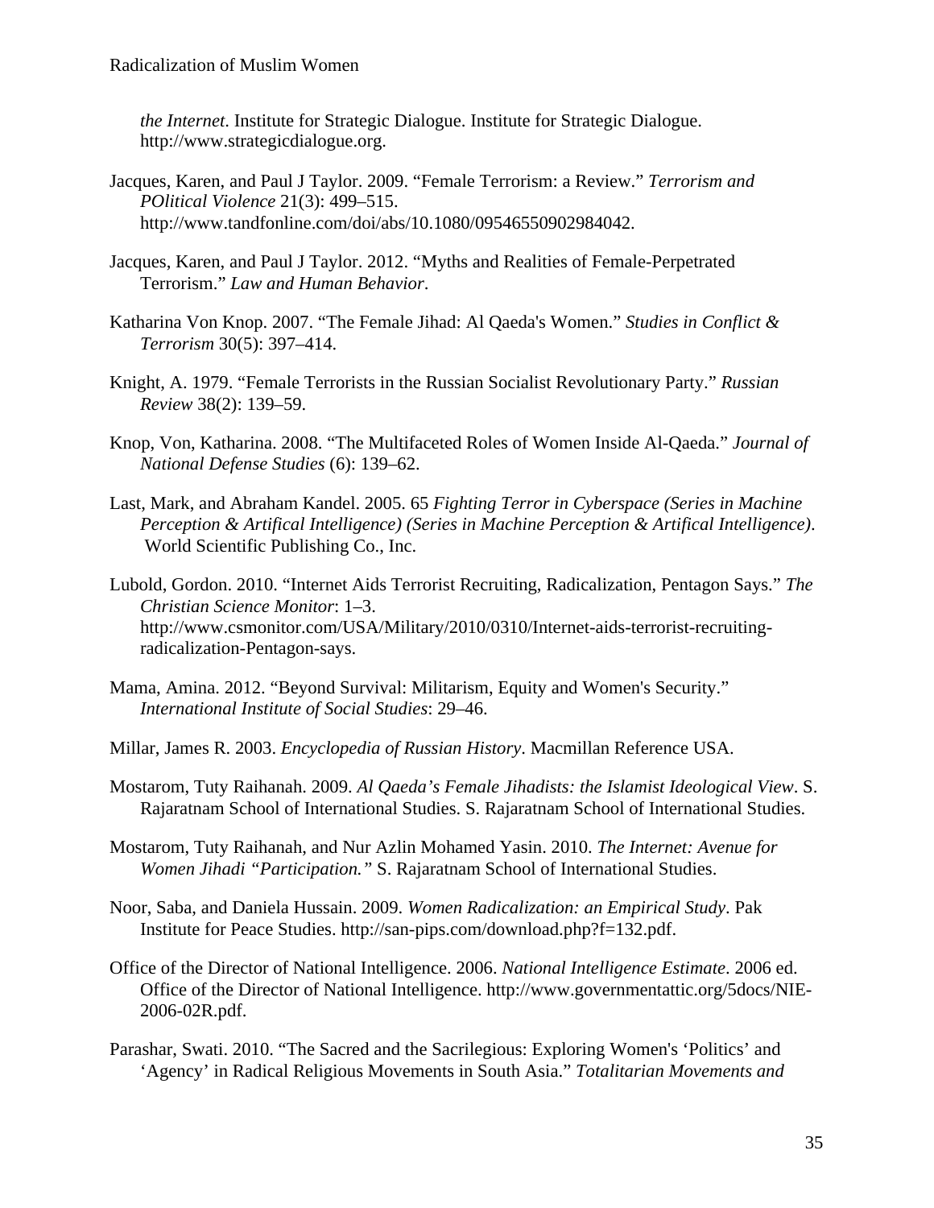*the Internet*. Institute for Strategic Dialogue. Institute for Strategic Dialogue. http://www.strategicdialogue.org.

Jacques, Karen, and Paul J Taylor. 2009. "Female Terrorism: a Review." *Terrorism and POlitical Violence* 21(3): 499–515. http://www.tandfonline.com/doi/abs/10.1080/09546550902984042.

Jacques, Karen, and Paul J Taylor. 2012. "Myths and Realities of Female-Perpetrated Terrorism." *Law and Human Behavior*.

Katharina Von Knop. 2007. "The Female Jihad: Al Qaeda's Women." *Studies in Conflict & Terrorism* 30(5): 397–414.

Knight, A. 1979. "Female Terrorists in the Russian Socialist Revolutionary Party." *Russian Review* 38(2): 139–59.

Knop, Von, Katharina. 2008. "The Multifaceted Roles of Women Inside Al-Qaeda." *Journal of National Defense Studies* (6): 139–62.

Last, Mark, and Abraham Kandel. 2005. 65 *Fighting Terror in Cyberspace (Series in Machine Perception & Artifical Intelligence) (Series in Machine Perception & Artifical Intelligence)*. World Scientific Publishing Co., Inc.

Lubold, Gordon. 2010. "Internet Aids Terrorist Recruiting, Radicalization, Pentagon Says." *The Christian Science Monitor*: 1–3. http://www.csmonitor.com/USA/Military/2010/0310/Internet-aids-terrorist-recruiting-radicalization-Pentagon-says.

Mama, Amina. 2012. "Beyond Survival: Militarism, Equity and Women's Security." *International Institute of Social Studies*: 29–46.

Millar, James R. 2003. *Encyclopedia of Russian History*. Macmillan Reference USA.

Mostarom, Tuty Raihanah. 2009. *Al Qaeda's Female Jihadists: the Islamist Ideological View*. S. Rajaratnam School of International Studies. S. Rajaratnam School of International Studies.

Mostarom, Tuty Raihanah, and Nur Azlin Mohamed Yasin. 2010. *The Internet: Avenue for Women Jihadi "Participation."* S. Rajaratnam School of International Studies.

Noor, Saba, and Daniela Hussain. 2009. *Women Radicalization: an Empirical Study*. Pak Institute for Peace Studies. http://san-pips.com/download.php?f=132.pdf.

Office of the Director of National Intelligence. 2006. *National Intelligence Estimate*. 2006 ed. Office of the Director of National Intelligence. http://www.governmentattic.org/5docs/NIE-2006-02R.pdf.

Parashar, Swati. 2010. "The Sacred and the Sacrilegious: Exploring Women's 'Politics' and 'Agency' in Radical Religious Movements in South Asia." *Totalitarian Movements and*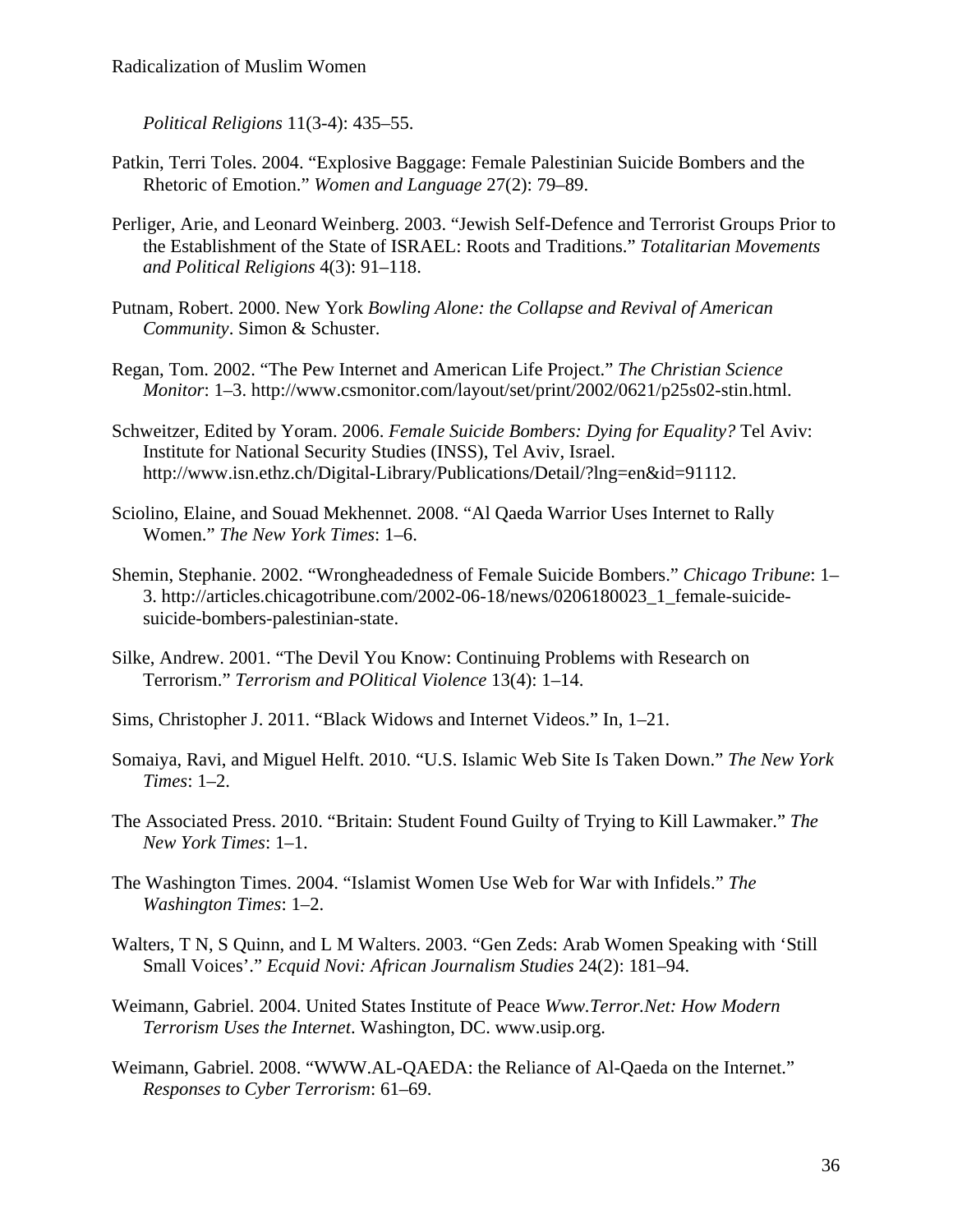*Political Religions* 11(3-4): 435–55.

Patkin, Terri Toles. 2004. "Explosive Baggage: Female Palestinian Suicide Bombers and the Rhetoric of Emotion." *Women and Language* 27(2): 79–89.

Perliger, Arie, and Leonard Weinberg. 2003. "Jewish Self-Defence and Terrorist Groups Prior to the Establishment of the State of ISRAEL: Roots and Traditions." *Totalitarian Movements and Political Religions* 4(3): 91–118.

Putnam, Robert. 2000. New York *Bowling Alone: the Collapse and Revival of American Community*. Simon & Schuster.

Regan, Tom. 2002. "The Pew Internet and American Life Project." *The Christian Science Monitor*: 1–3. http://www.csmonitor.com/layout/set/print/2002/0621/p25s02-stin.html.

Schweitzer, Edited by Yoram. 2006. *Female Suicide Bombers: Dying for Equality?* Tel Aviv: Institute for National Security Studies (INSS), Tel Aviv, Israel. http://www.isn.ethz.ch/Digital-Library/Publications/Detail/?lng=en&id=91112.

Sciolino, Elaine, and Souad Mekhennet. 2008. "Al Qaeda Warrior Uses Internet to Rally Women." *The New York Times*: 1–6.

Shemin, Stephanie. 2002. "Wrongheadedness of Female Suicide Bombers." *Chicago Tribune*: 1–3. http://articles.chicagotribune.com/2002-06-18/news/0206180023_1_female-suicide-suicide-bombers-palestinian-state.

Silke, Andrew. 2001. "The Devil You Know: Continuing Problems with Research on Terrorism." *Terrorism and POlitical Violence* 13(4): 1–14.

Sims, Christopher J. 2011. "Black Widows and Internet Videos." In, 1–21.

Somaiya, Ravi, and Miguel Helft. 2010. "U.S. Islamic Web Site Is Taken Down." *The New York Times*: 1–2.

The Associated Press. 2010. "Britain: Student Found Guilty of Trying to Kill Lawmaker." *The New York Times*: 1–1.

The Washington Times. 2004. "Islamist Women Use Web for War with Infidels." *The Washington Times*: 1–2.

Walters, T N, S Quinn, and L M Walters. 2003. "Gen Zeds: Arab Women Speaking with 'Still Small Voices'." *Ecquid Novi: African Journalism Studies* 24(2): 181–94.

Weimann, Gabriel. 2004. United States Institute of Peace *Www.Terror.Net: How Modern Terrorism Uses the Internet*. Washington, DC. www.usip.org.

Weimann, Gabriel. 2008. "WWW.AL-QAEDA: the Reliance of Al-Qaeda on the Internet." *Responses to Cyber Terrorism*: 61–69.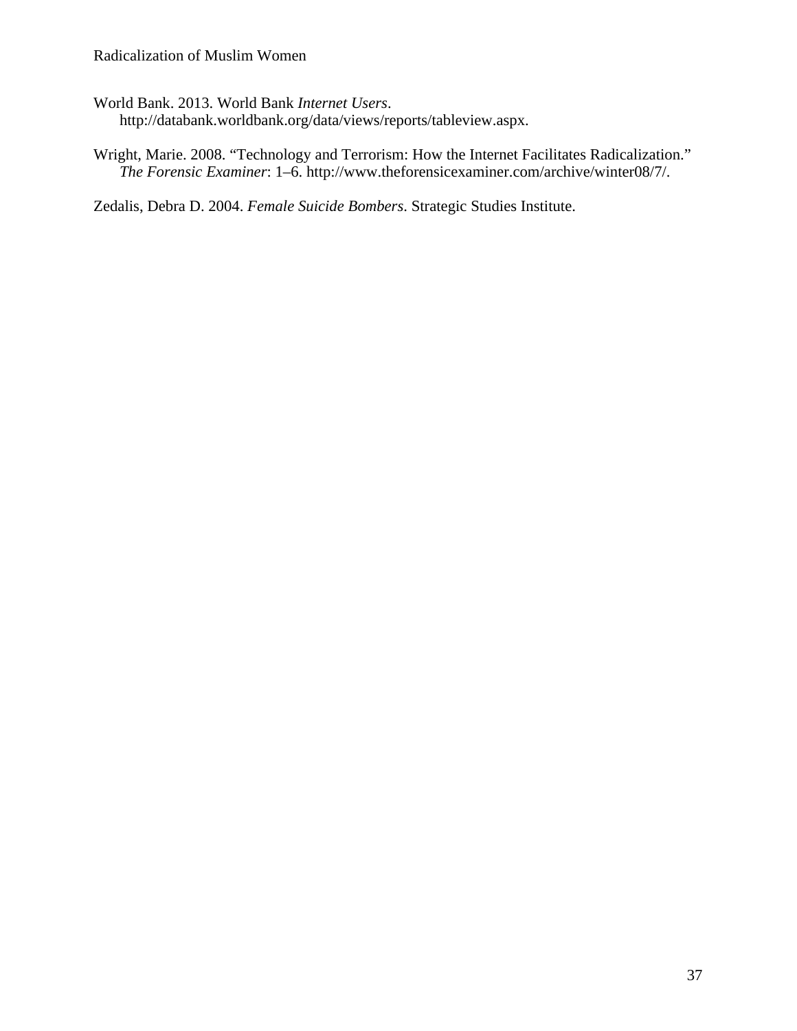World Bank. 2013. World Bank *Internet Users*. http://databank.worldbank.org/data/views/reports/tableview.aspx.

Wright, Marie. 2008. "Technology and Terrorism: How the Internet Facilitates Radicalization." *The Forensic Examiner*: 1–6. http://www.theforensicexaminer.com/archive/winter08/7/.

Zedalis, Debra D. 2004. *Female Suicide Bombers*. Strategic Studies Institute.